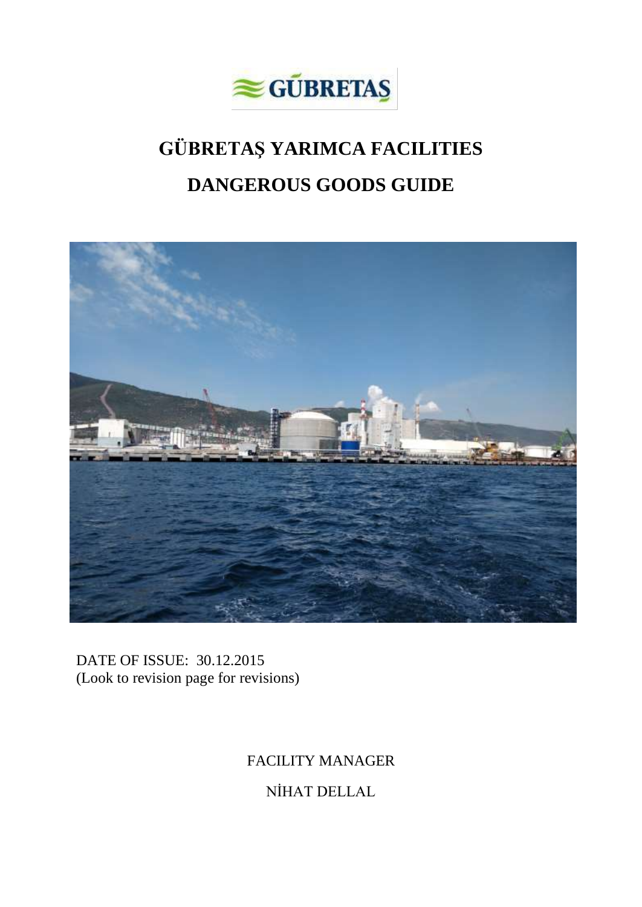# GÜBRETAŞ YARIMCA FACILITIES

# DANGEROUS GOODS GUIDE

DATE OF ISSUE: 30.12.2015
(Look to revision page for revisions)

FACILITY MANAGER

NİHAT DELLAL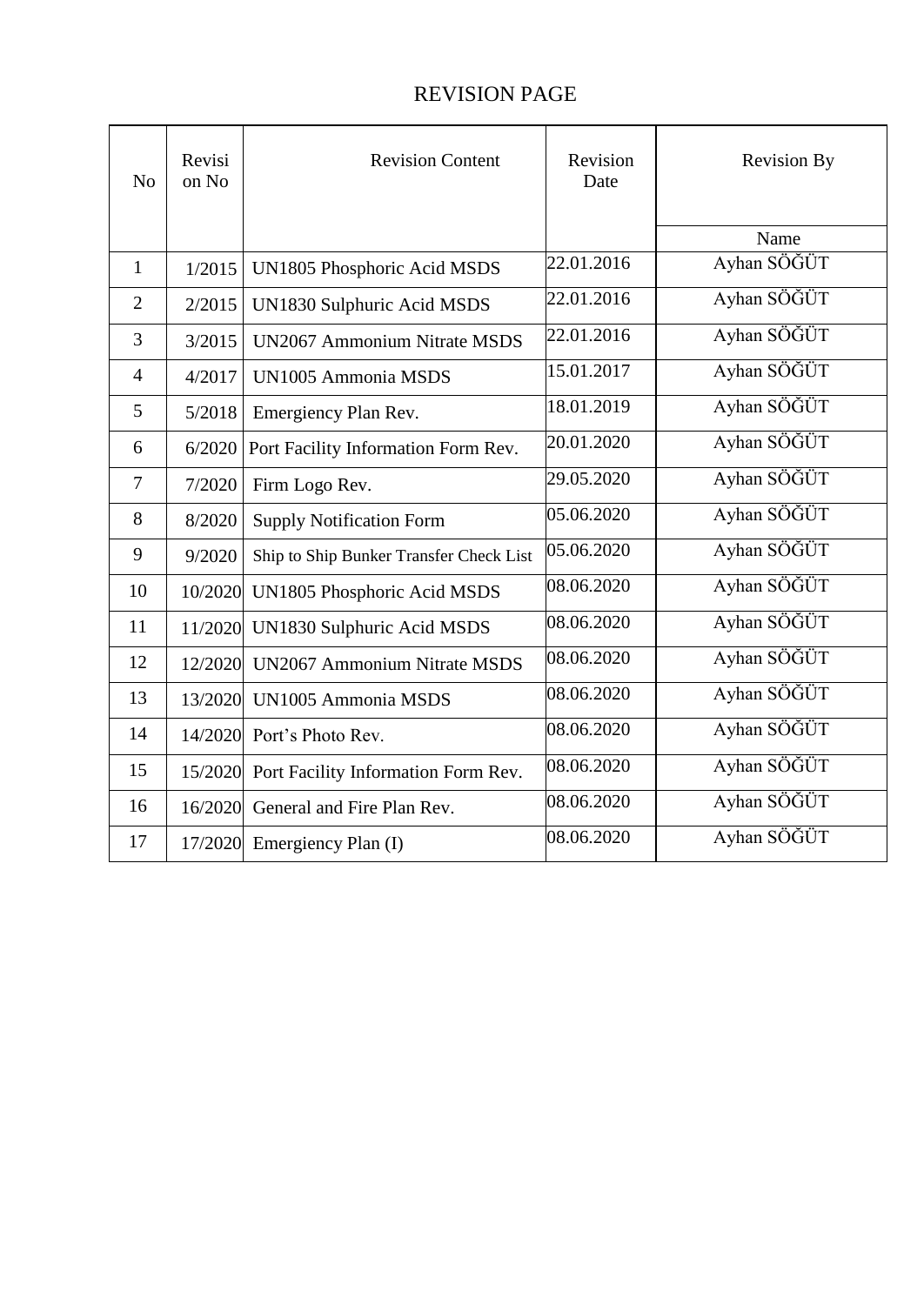# REVISION PAGE

| No | Revision No | Revision Content | Revision Date | Revision By |
|---|---|---|---|---|
| | | | | Name |
| 1 | 1/2015 | UN1805 Phosphoric Acid MSDS | 22.01.2016 | Ayhan SÖĞÜT |
| 2 | 2/2015 | UN1830 Sulphuric Acid MSDS | 22.01.2016 | Ayhan SÖĞÜT |
| 3 | 3/2015 | UN2067 Ammonium Nitrate MSDS | 22.01.2016 | Ayhan SÖĞÜT |
| 4 | 4/2017 | UN1005 Ammonia MSDS | 15.01.2017 | Ayhan SÖĞÜT |
| 5 | 5/2018 | Emergiency Plan Rev. | 18.01.2019 | Ayhan SÖĞÜT |
| 6 | 6/2020 | Port Facility Information Form Rev. | 20.01.2020 | Ayhan SÖĞÜT |
| 7 | 7/2020 | Firm Logo Rev. | 29.05.2020 | Ayhan SÖĞÜT |
| 8 | 8/2020 | Supply Notification Form | 05.06.2020 | Ayhan SÖĞÜT |
| 9 | 9/2020 | Ship to Ship Bunker Transfer Check List | 05.06.2020 | Ayhan SÖĞÜT |
| 10 | 10/2020 | UN1805 Phosphoric Acid MSDS | 08.06.2020 | Ayhan SÖĞÜT |
| 11 | 11/2020 | UN1830 Sulphuric Acid MSDS | 08.06.2020 | Ayhan SÖĞÜT |
| 12 | 12/2020 | UN2067 Ammonium Nitrate MSDS | 08.06.2020 | Ayhan SÖĞÜT |
| 13 | 13/2020 | UN1005 Ammonia MSDS | 08.06.2020 | Ayhan SÖĞÜT |
| 14 | 14/2020 | Port's Photo Rev. | 08.06.2020 | Ayhan SÖĞÜT |
| 15 | 15/2020 | Port Facility Information Form Rev. | 08.06.2020 | Ayhan SÖĞÜT |
| 16 | 16/2020 | General and Fire Plan Rev. | 08.06.2020 | Ayhan SÖĞÜT |
| 17 | 17/2020 | Emergiency Plan (I) | 08.06.2020 | Ayhan SÖĞÜT |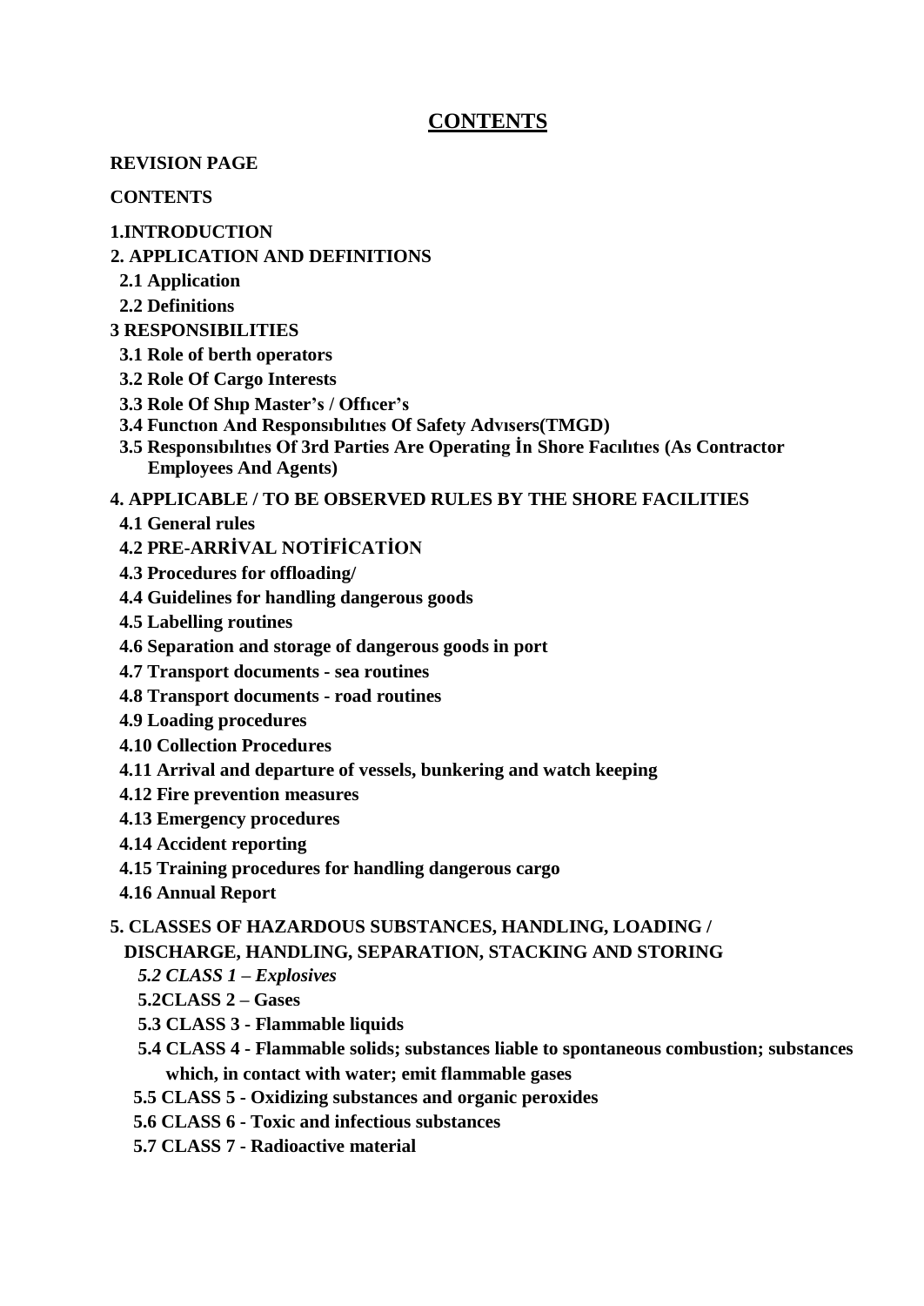# CONTENTS

**REVISION PAGE**

**CONTENTS**

**1.INTRODUCTION**

**2. APPLICATION AND DEFINITIONS**

- **2.1 Application**
- **2.2 Definitions**

**3 RESPONSIBILITIES**

- **3.1 Role of berth operators**
- **3.2 Role Of Cargo Interests**
- **3.3 Role Of Shıp Master's / Offıcer's**
- **3.4 Functıon And Responsıbılıtıes Of Safety Advısers(TMGD)**
- **3.5 Responsıbılıtıes Of 3rd Parties Are Operating İn Shore Facılıtıes (As Contractor Employees And Agents)**

**4. APPLICABLE / TO BE OBSERVED RULES BY THE SHORE FACILITIES**

- **4.1 General rules**
- **4.2 PRE-ARRİVAL NOTİFİCATİON**
- **4.3 Procedures for offloading/**
- **4.4 Guidelines for handling dangerous goods**
- **4.5 Labelling routines**
- **4.6 Separation and storage of dangerous goods in port**
- **4.7 Transport documents - sea routines**
- **4.8 Transport documents - road routines**
- **4.9 Loading procedures**
- **4.10 Collection Procedures**
- **4.11 Arrival and departure of vessels, bunkering and watch keeping**
- **4.12 Fire prevention measures**
- **4.13 Emergency procedures**
- **4.14 Accident reporting**
- **4.15 Training procedures for handling dangerous cargo**
- **4.16 Annual Report**

**5. CLASSES OF HAZARDOUS SUBSTANCES, HANDLING, LOADING / DISCHARGE, HANDLING, SEPARATION, STACKING AND STORING**

- ***5.2 CLASS 1 – Explosives***
- **5.2CLASS 2 – Gases**
- **5.3 CLASS 3 - Flammable liquids**
- **5.4 CLASS 4 - Flammable solids; substances liable to spontaneous combustion; substances which, in contact with water; emit flammable gases**
- **5.5 CLASS 5 - Oxidizing substances and organic peroxides**
- **5.6 CLASS 6 - Toxic and infectious substances**
- **5.7 CLASS 7 - Radioactive material**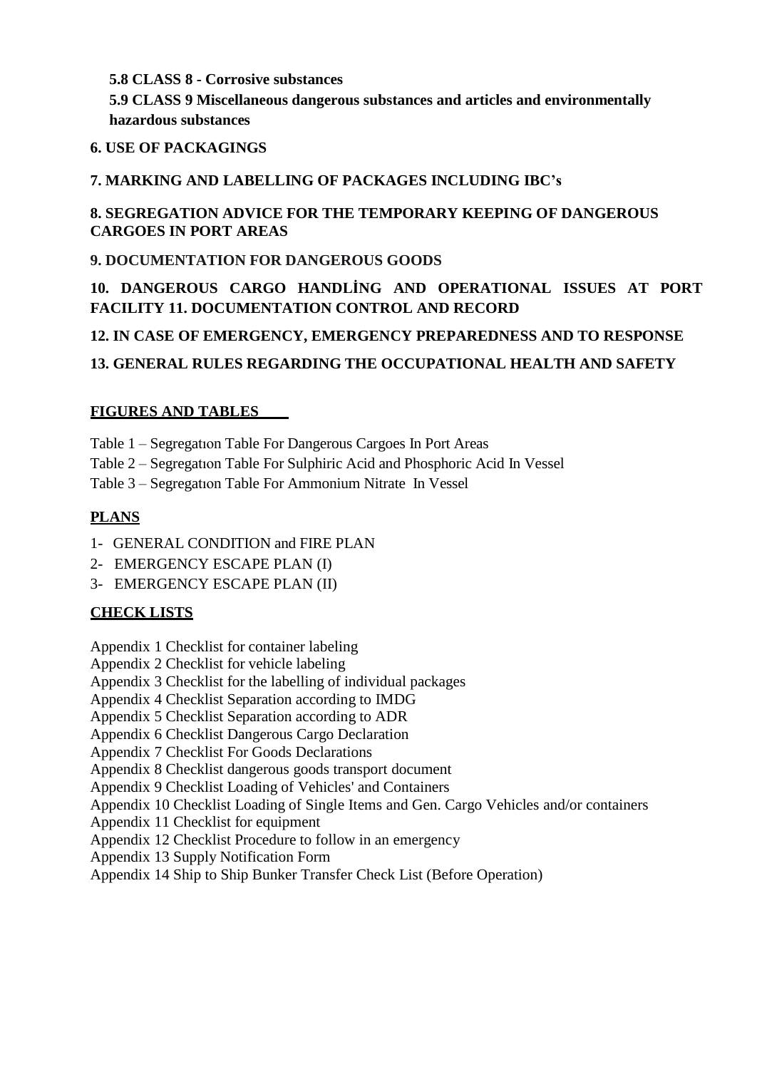**5.8 CLASS 8 - Corrosive substances**

**5.9 CLASS 9 Miscellaneous dangerous substances and articles and environmentally hazardous substances**

**6. USE OF PACKAGINGS**

**7. MARKING AND LABELLING OF PACKAGES INCLUDING IBC's**

**8. SEGREGATION ADVICE FOR THE TEMPORARY KEEPING OF DANGEROUS CARGOES IN PORT AREAS**

**9. DOCUMENTATION FOR DANGEROUS GOODS**

**10. DANGEROUS CARGO HANDLİNG AND OPERATIONAL ISSUES AT PORT FACILITY 11. DOCUMENTATION CONTROL AND RECORD**

**12. IN CASE OF EMERGENCY, EMERGENCY PREPAREDNESS AND TO RESPONSE**

**13. GENERAL RULES REGARDING THE OCCUPATIONAL HEALTH AND SAFETY**

**FIGURES AND TABLES**

Table 1 – Segregatıon Table For Dangerous Cargoes In Port Areas
Table 2 – Segregatıon Table For Sulphiric Acid and Phosphoric Acid In Vessel
Table 3 – Segregatıon Table For Ammonium Nitrate In Vessel

**PLANS**

1- GENERAL CONDITION and FIRE PLAN
2- EMERGENCY ESCAPE PLAN (I)
3- EMERGENCY ESCAPE PLAN (II)

**CHECK LISTS**

Appendix 1 Checklist for container labeling
Appendix 2 Checklist for vehicle labeling
Appendix 3 Checklist for the labelling of individual packages
Appendix 4 Checklist Separation according to IMDG
Appendix 5 Checklist Separation according to ADR
Appendix 6 Checklist Dangerous Cargo Declaration
Appendix 7 Checklist For Goods Declarations
Appendix 8 Checklist dangerous goods transport document
Appendix 9 Checklist Loading of Vehicles' and Containers
Appendix 10 Checklist Loading of Single Items and Gen. Cargo Vehicles and/or containers
Appendix 11 Checklist for equipment
Appendix 12 Checklist Procedure to follow in an emergency
Appendix 13 Supply Notification Form
Appendix 14 Ship to Ship Bunker Transfer Check List (Before Operation)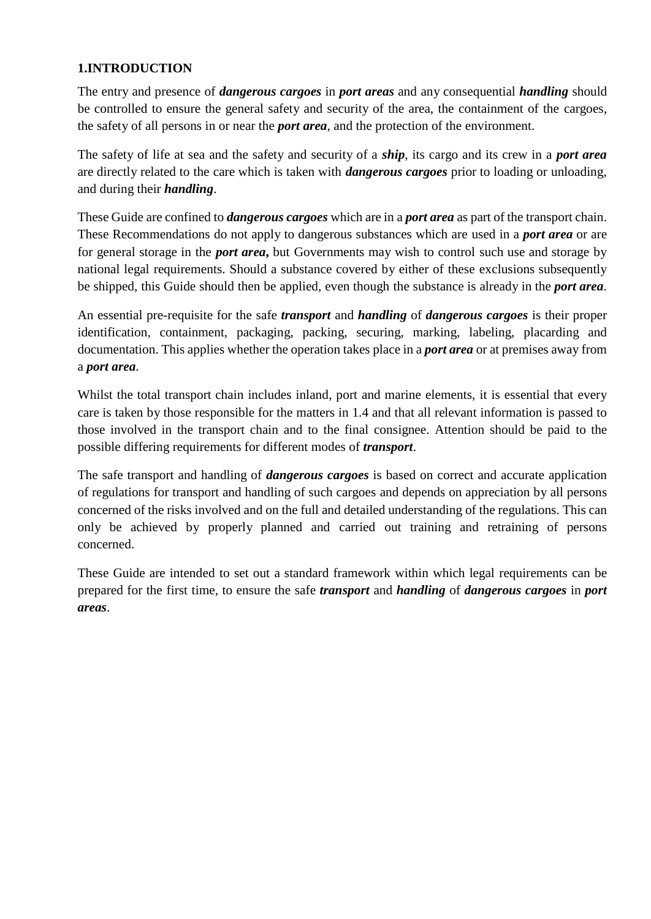## 1.INTRODUCTION

The entry and presence of ***dangerous cargoes*** in ***port areas*** and any consequential ***handling*** should be controlled to ensure the general safety and security of the area, the containment of the cargoes, the safety of all persons in or near the ***port area***, and the protection of the environment.

The safety of life at sea and the safety and security of a ***ship***, its cargo and its crew in a ***port area*** are directly related to the care which is taken with ***dangerous cargoes*** prior to loading or unloading, and during their ***handling***.

These Guide are confined to ***dangerous cargoes*** which are in a ***port area*** as part of the transport chain. These Recommendations do not apply to dangerous substances which are used in a ***port area*** or are for general storage in the ***port area*,** but Governments may wish to control such use and storage by national legal requirements. Should a substance covered by either of these exclusions subsequently be shipped, this Guide should then be applied, even though the substance is already in the ***port area***.

An essential pre-requisite for the safe ***transport*** and ***handling*** of ***dangerous cargoes*** is their proper identification, containment, packaging, packing, securing, marking, labeling, placarding and documentation. This applies whether the operation takes place in a ***port area*** or at premises away from a ***port area***.

Whilst the total transport chain includes inland, port and marine elements, it is essential that every care is taken by those responsible for the matters in 1.4 and that all relevant information is passed to those involved in the transport chain and to the final consignee. Attention should be paid to the possible differing requirements for different modes of ***transport***.

The safe transport and handling of ***dangerous cargoes*** is based on correct and accurate application of regulations for transport and handling of such cargoes and depends on appreciation by all persons concerned of the risks involved and on the full and detailed understanding of the regulations. This can only be achieved by properly planned and carried out training and retraining of persons concerned.

These Guide are intended to set out a standard framework within which legal requirements can be prepared for the first time, to ensure the safe ***transport*** and ***handling*** of ***dangerous cargoes*** in ***port areas***.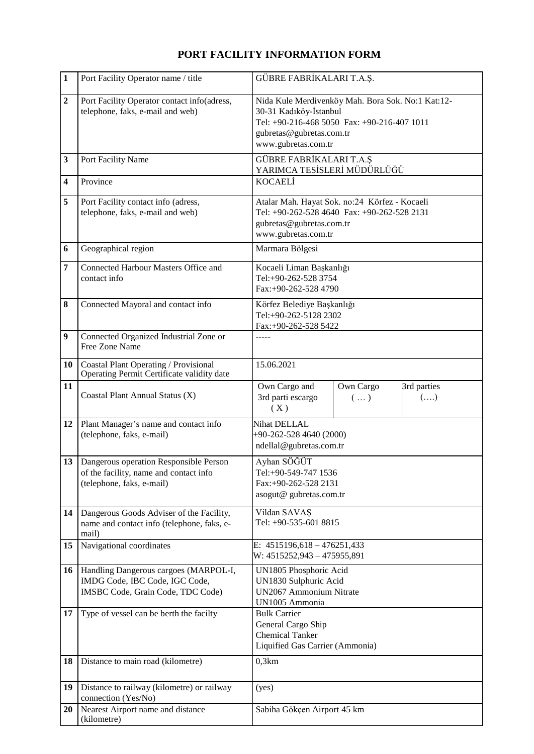# PORT FACILITY INFORMATION FORM

| | | | | |
|---|---|---|---|---|
| **1** | Port Facility Operator name / title | GÜBRE FABRİKALARI T.A.Ş. | | |
| **2** | Port Facility Operator contact info(adress, telephone, faks, e-mail and web) | Nida Kule Merdivenköy Mah. Bora Sok. No:1 Kat:12-30-31 Kadıköy-İstanbul<br>Tel: +90-216-468 5050 Fax: +90-216-407 1011<br>gubretas@gubretas.com.tr<br>www.gubretas.com.tr | | |
| **3** | Port Facility Name | GÜBRE FABRİKALARI T.A.Ş<br>YARIMCA TESİSLERİ MÜDÜRLÜĞÜ | | |
| **4** | Province | KOCAELİ | | |
| **5** | Port Facility contact info (adress, telephone, faks, e-mail and web) | Atalar Mah. Hayat Sok. no:24 Körfez - Kocaeli<br>Tel: +90-262-528 4640 Fax: +90-262-528 2131<br>gubretas@gubretas.com.tr<br>www.gubretas.com.tr | | |
| **6** | Geographical region | Marmara Bölgesi | | |
| **7** | Connected Harbour Masters Office and contact info | Kocaeli Liman Başkanlığı<br>Tel:+90-262-528 3754<br>Fax:+90-262-528 4790 | | |
| **8** | Connected Mayoral and contact info | Körfez Belediye Başkanlığı<br>Tel:+90-262-5128 2302<br>Fax:+90-262-528 5422 | | |
| **9** | Connected Organized Industrial Zone or Free Zone Name | ----- | | |
| **10** | Coastal Plant Operating / Provisional Operating Permit Certificate validity date | 15.06.2021 | | |
| **11** | Coastal Plant Annual Status (X) | Own Cargo and 3rd parti escargo ( X ) | Own Cargo ( … ) | 3rd parties (….) |
| **12** | Plant Manager's name and contact info (telephone, faks, e-mail) | Nihat DELLAL<br>+90-262-528 4640 (2000)<br>ndellal@gubretas.com.tr | | |
| **13** | Dangerous operation Responsible Person of the facility, name and contact info (telephone, faks, e-mail) | Ayhan SÖĞÜT<br>Tel:+90-549-747 1536<br>Fax:+90-262-528 2131<br>asogut@ gubretas.com.tr | | |
| **14** | Dangerous Goods Adviser of the Facility, name and contact info (telephone, faks, e-mail) | Vildan SAVAŞ<br>Tel: +90-535-601 8815 | | |
| **15** | Navigational coordinates | E: 4515196,618 – 476251,433<br>W: 4515252,943 – 475955,891 | | |
| **16** | Handling Dangerous cargoes (MARPOL-I, IMDG Code, IBC Code, IGC Code, IMSBC Code, Grain Code, TDC Code) | UN1805 Phosphoric Acid<br>UN1830 Sulphuric Acid<br>UN2067 Ammonium Nitrate<br>UN1005 Ammonia | | |
| **17** | Type of vessel can be berth the facilty | Bulk Carrier<br>General Cargo Ship<br>Chemical Tanker<br>Liquified Gas Carrier (Ammonia) | | |
| **18** | Distance to main road (kilometre) | 0,3km | | |
| **19** | Distance to railway (kilometre) or railway connection (Yes/No) | (yes) | | |
| **20** | Nearest Airport name and distance (kilometre) | Sabiha Gökçen Airport 45 km | | |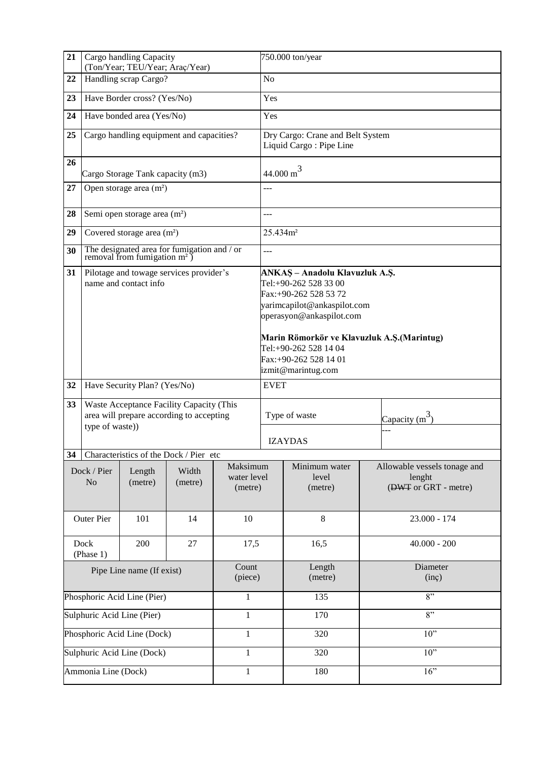| | | | |
|---|---|---|---|
| 21 | Cargo handling Capacity (Ton/Year; TEU/Year; Araç/Year) | 750.000 ton/year | |
| 22 | Handling scrap Cargo? | No | |
| 23 | Have Border cross? (Yes/No) | Yes | |
| 24 | Have bonded area (Yes/No) | Yes | |
| 25 | Cargo handling equipment and capacities? | Dry Cargo: Crane and Belt System<br>Liquid Cargo : Pipe Line | |
| 26 | Cargo Storage Tank capacity (m3) | 44.000 $m^3$ | |
| 27 | Open storage area (m²) | --- | |
| 28 | Semi open storage area (m²) | --- | |
| 29 | Covered storage area (m²) | 25.434m² | |
| 30 | The designated area for fumigation and / or removal from fumigation m² ) | --- | |
| 31 | Pilotage and towage services provider's name and contact info | **ANKAŞ – Anadolu Klavuzluk A.Ş.**<br>Tel:+90-262 528 33 00<br>Fax:+90-262 528 53 72<br>yarimcapilot@ankaspilot.com<br>operasyon@ankaspilot.com<br><br>**Marin Römorkör ve Klavuzluk A.Ş.(Marintug)**<br>Tel:+90-262 528 14 04<br>Fax:+90-262 528 14 01<br>izmit@marintug.com | |
| 32 | Have Security Plan? (Yes/No) | EVET | |
| 33 | Waste Acceptance Facility Capacity (This area will prepare according to accepting type of waste)) | Type of waste | Capacity ($m^3$) |
| | | IZAYDAS | --- |

**34 Characteristics of the Dock / Pier etc**

| Dock / Pier No | Length (metre) | Width (metre) | Maksimum water level (metre) | Minimum water level (metre) | Allowable vessels tonage and lenght (~~DWT~~ or GRT - metre) |
|---|---|---|---|---|---|
| Outer Pier | 101 | 14 | 10 | 8 | 23.000 - 174 |
| Dock (Phase 1) | 200 | 27 | 17,5 | 16,5 | 40.000 - 200 |

| Pipe Line name (If exist) | Count (piece) | Length (metre) | Diameter (inç) |
|---|---|---|---|
| Phosphoric Acid Line (Pier) | 1 | 135 | 8" |
| Sulphuric Acid Line (Pier) | 1 | 170 | 8" |
| Phosphoric Acid Line (Dock) | 1 | 320 | 10" |
| Sulphuric Acid Line (Dock) | 1 | 320 | 10" |
| Ammonia Line (Dock) | 1 | 180 | 16" |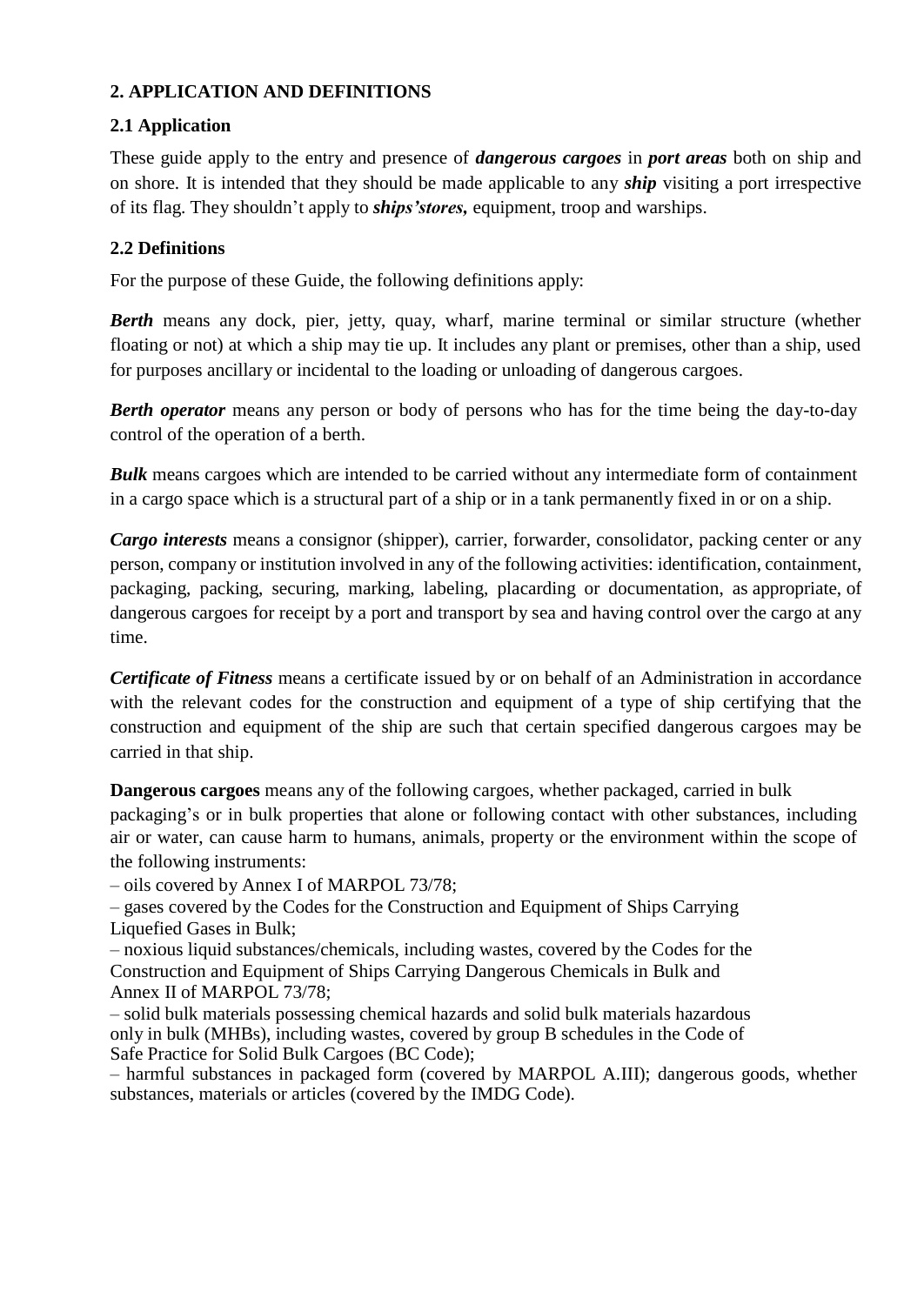## 2. APPLICATION AND DEFINITIONS

### 2.1 Application

These guide apply to the entry and presence of ***dangerous cargoes*** in ***port areas*** both on ship and on shore. It is intended that they should be made applicable to any ***ship*** visiting a port irrespective of its flag. They shouldn't apply to ***ships'stores,*** equipment, troop and warships.

### 2.2 Definitions

For the purpose of these Guide, the following definitions apply:

***Berth*** means any dock, pier, jetty, quay, wharf, marine terminal or similar structure (whether floating or not) at which a ship may tie up. It includes any plant or premises, other than a ship, used for purposes ancillary or incidental to the loading or unloading of dangerous cargoes.

***Berth operator*** means any person or body of persons who has for the time being the day-to-day control of the operation of a berth.

***Bulk*** means cargoes which are intended to be carried without any intermediate form of containment in a cargo space which is a structural part of a ship or in a tank permanently fixed in or on a ship.

***Cargo interests*** means a consignor (shipper), carrier, forwarder, consolidator, packing center or any person, company or institution involved in any of the following activities: identification, containment, packaging, packing, securing, marking, labeling, placarding or documentation, as appropriate, of dangerous cargoes for receipt by a port and transport by sea and having control over the cargo at any time.

***Certificate of Fitness*** means a certificate issued by or on behalf of an Administration in accordance with the relevant codes for the construction and equipment of a type of ship certifying that the construction and equipment of the ship are such that certain specified dangerous cargoes may be carried in that ship.

**Dangerous cargoes** means any of the following cargoes, whether packaged, carried in bulk packaging's or in bulk properties that alone or following contact with other substances, including air or water, can cause harm to humans, animals, property or the environment within the scope of the following instruments:

– oils covered by Annex I of MARPOL 73/78;
– gases covered by the Codes for the Construction and Equipment of Ships Carrying Liquefied Gases in Bulk;
– noxious liquid substances/chemicals, including wastes, covered by the Codes for the Construction and Equipment of Ships Carrying Dangerous Chemicals in Bulk and Annex II of MARPOL 73/78;
– solid bulk materials possessing chemical hazards and solid bulk materials hazardous only in bulk (MHBs), including wastes, covered by group B schedules in the Code of Safe Practice for Solid Bulk Cargoes (BC Code);
– harmful substances in packaged form (covered by MARPOL A.III); dangerous goods, whether substances, materials or articles (covered by the IMDG Code).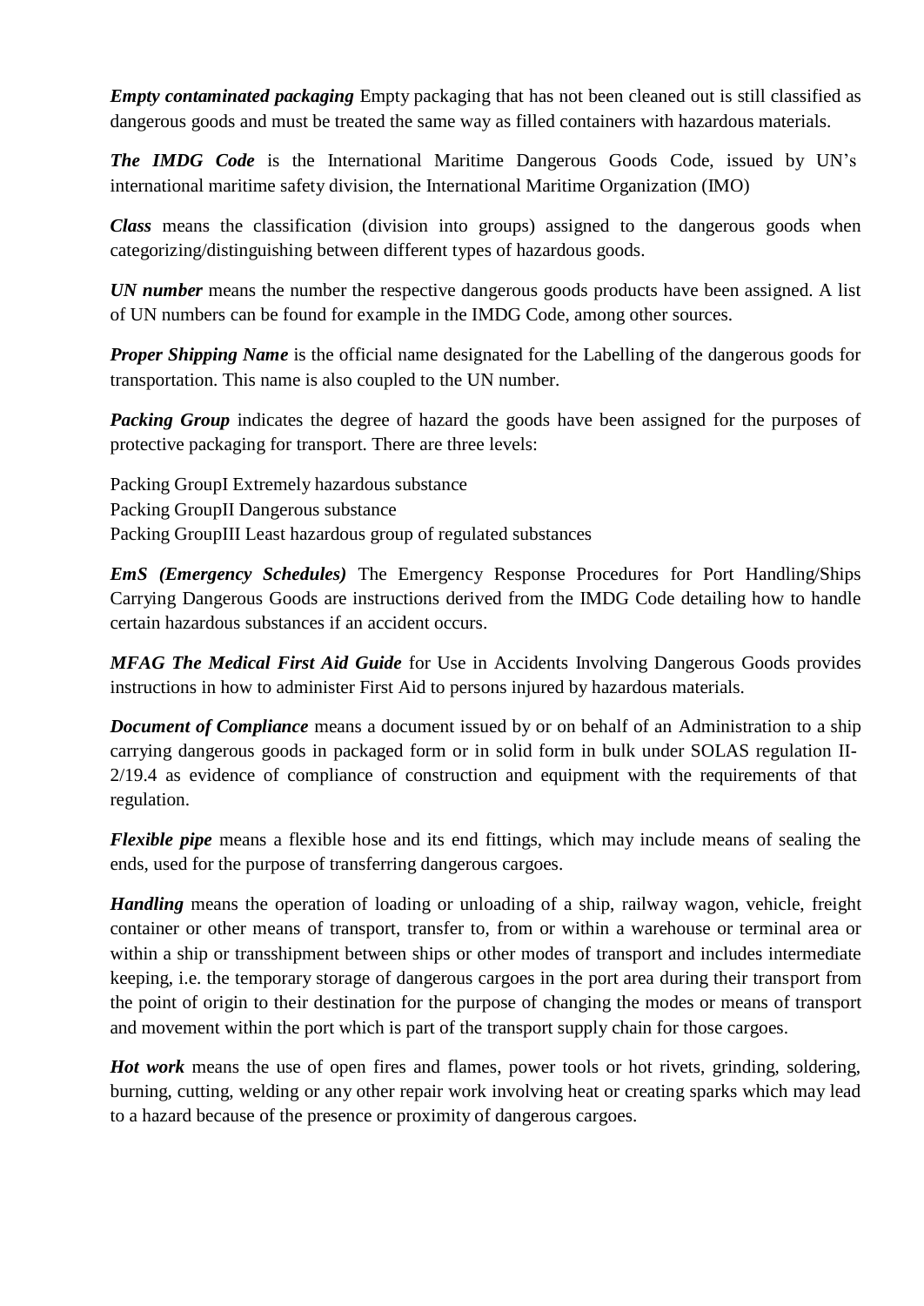***Empty contaminated packaging*** Empty packaging that has not been cleaned out is still classified as dangerous goods and must be treated the same way as filled containers with hazardous materials.

***The IMDG Code*** is the International Maritime Dangerous Goods Code, issued by UN's international maritime safety division, the International Maritime Organization (IMO)

***Class*** means the classification (division into groups) assigned to the dangerous goods when categorizing/distinguishing between different types of hazardous goods.

***UN number*** means the number the respective dangerous goods products have been assigned. A list of UN numbers can be found for example in the IMDG Code, among other sources.

***Proper Shipping Name*** is the official name designated for the Labelling of the dangerous goods for transportation. This name is also coupled to the UN number.

***Packing Group*** indicates the degree of hazard the goods have been assigned for the purposes of protective packaging for transport. There are three levels:

Packing GroupI Extremely hazardous substance
Packing GroupII Dangerous substance
Packing GroupIII Least hazardous group of regulated substances

***EmS (Emergency Schedules)*** The Emergency Response Procedures for Port Handling/Ships Carrying Dangerous Goods are instructions derived from the IMDG Code detailing how to handle certain hazardous substances if an accident occurs.

***MFAG The Medical First Aid Guide*** for Use in Accidents Involving Dangerous Goods provides instructions in how to administer First Aid to persons injured by hazardous materials.

***Document of Compliance*** means a document issued by or on behalf of an Administration to a ship carrying dangerous goods in packaged form or in solid form in bulk under SOLAS regulation II-2/19.4 as evidence of compliance of construction and equipment with the requirements of that regulation.

***Flexible pipe*** means a flexible hose and its end fittings, which may include means of sealing the ends, used for the purpose of transferring dangerous cargoes.

***Handling*** means the operation of loading or unloading of a ship, railway wagon, vehicle, freight container or other means of transport, transfer to, from or within a warehouse or terminal area or within a ship or transshipment between ships or other modes of transport and includes intermediate keeping, i.e. the temporary storage of dangerous cargoes in the port area during their transport from the point of origin to their destination for the purpose of changing the modes or means of transport and movement within the port which is part of the transport supply chain for those cargoes.

***Hot work*** means the use of open fires and flames, power tools or hot rivets, grinding, soldering, burning, cutting, welding or any other repair work involving heat or creating sparks which may lead to a hazard because of the presence or proximity of dangerous cargoes.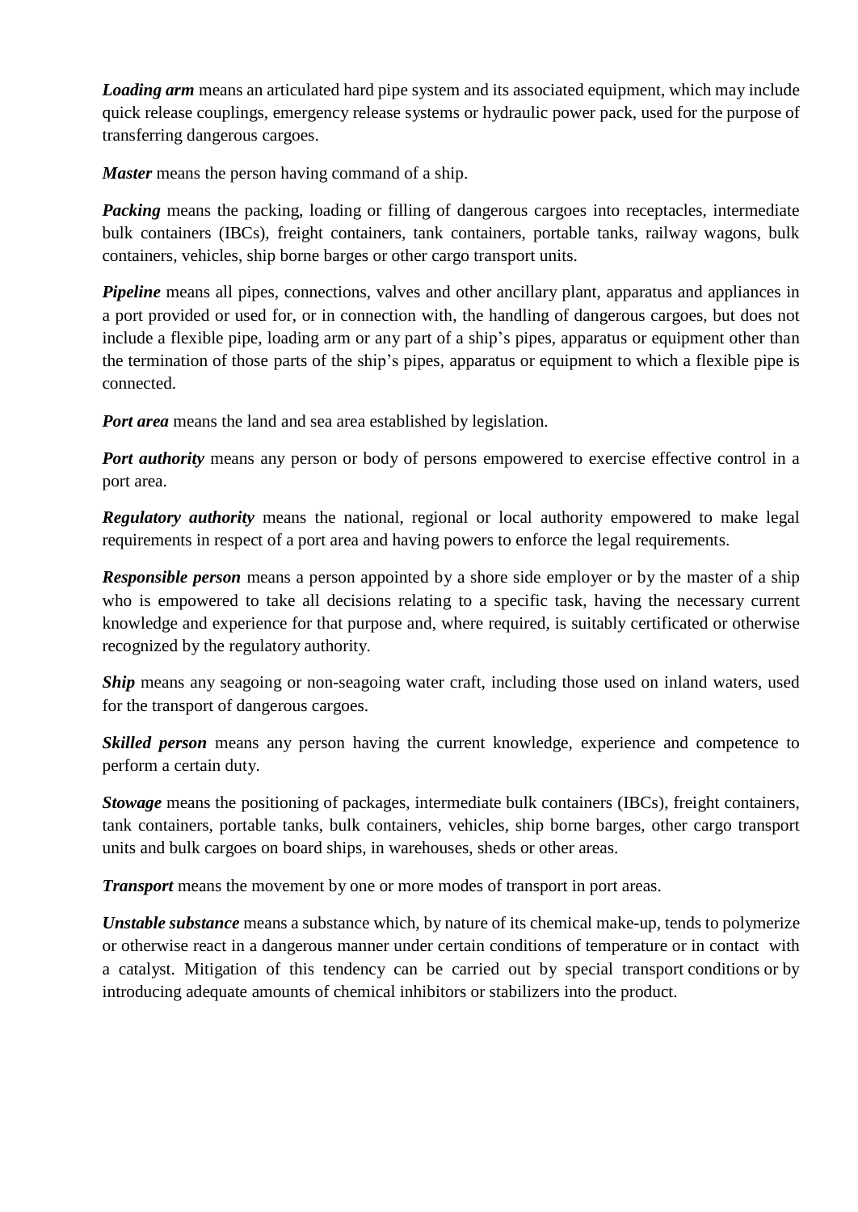***Loading arm*** means an articulated hard pipe system and its associated equipment, which may include quick release couplings, emergency release systems or hydraulic power pack, used for the purpose of transferring dangerous cargoes.

***Master*** means the person having command of a ship.

***Packing*** means the packing, loading or filling of dangerous cargoes into receptacles, intermediate bulk containers (IBCs), freight containers, tank containers, portable tanks, railway wagons, bulk containers, vehicles, ship borne barges or other cargo transport units.

***Pipeline*** means all pipes, connections, valves and other ancillary plant, apparatus and appliances in a port provided or used for, or in connection with, the handling of dangerous cargoes, but does not include a flexible pipe, loading arm or any part of a ship's pipes, apparatus or equipment other than the termination of those parts of the ship's pipes, apparatus or equipment to which a flexible pipe is connected.

***Port area*** means the land and sea area established by legislation.

***Port authority*** means any person or body of persons empowered to exercise effective control in a port area.

***Regulatory authority*** means the national, regional or local authority empowered to make legal requirements in respect of a port area and having powers to enforce the legal requirements.

***Responsible person*** means a person appointed by a shore side employer or by the master of a ship who is empowered to take all decisions relating to a specific task, having the necessary current knowledge and experience for that purpose and, where required, is suitably certificated or otherwise recognized by the regulatory authority.

***Ship*** means any seagoing or non-seagoing water craft, including those used on inland waters, used for the transport of dangerous cargoes.

***Skilled person*** means any person having the current knowledge, experience and competence to perform a certain duty.

***Stowage*** means the positioning of packages, intermediate bulk containers (IBCs), freight containers, tank containers, portable tanks, bulk containers, vehicles, ship borne barges, other cargo transport units and bulk cargoes on board ships, in warehouses, sheds or other areas.

***Transport*** means the movement by one or more modes of transport in port areas.

***Unstable substance*** means a substance which, by nature of its chemical make-up, tends to polymerize or otherwise react in a dangerous manner under certain conditions of temperature or in contact with a catalyst. Mitigation of this tendency can be carried out by special transport conditions or by introducing adequate amounts of chemical inhibitors or stabilizers into the product.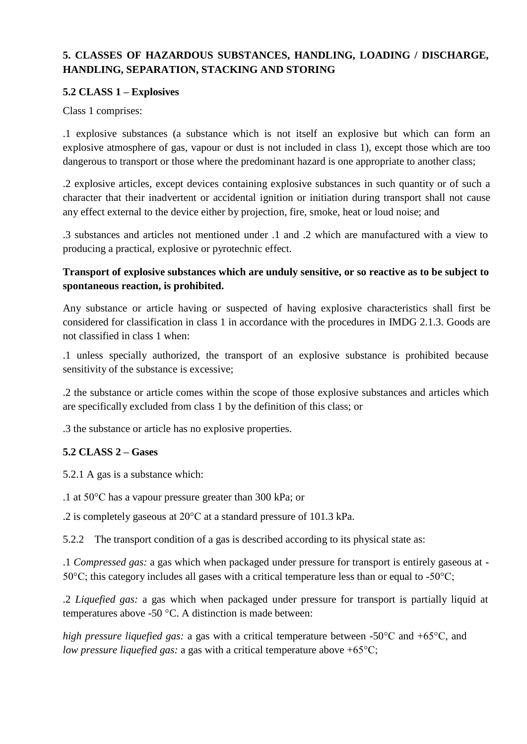## 5. CLASSES OF HAZARDOUS SUBSTANCES, HANDLING, LOADING / DISCHARGE, HANDLING, SEPARATION, STACKING AND STORING

### 5.2 CLASS 1 – Explosives

Class 1 comprises:

.1 explosive substances (a substance which is not itself an explosive but which can form an explosive atmosphere of gas, vapour or dust is not included in class 1), except those which are too dangerous to transport or those where the predominant hazard is one appropriate to another class;

.2 explosive articles, except devices containing explosive substances in such quantity or of such a character that their inadvertent or accidental ignition or initiation during transport shall not cause any effect external to the device either by projection, fire, smoke, heat or loud noise; and

.3 substances and articles not mentioned under .1 and .2 which are manufactured with a view to producing a practical, explosive or pyrotechnic effect.

**Transport of explosive substances which are unduly sensitive, or so reactive as to be subject to spontaneous reaction, is prohibited.**

Any substance or article having or suspected of having explosive characteristics shall first be considered for classification in class 1 in accordance with the procedures in IMDG 2.1.3. Goods are not classified in class 1 when:

.1 unless specially authorized, the transport of an explosive substance is prohibited because sensitivity of the substance is excessive;

.2 the substance or article comes within the scope of those explosive substances and articles which are specifically excluded from class 1 by the definition of this class; or

.3 the substance or article has no explosive properties.

### 5.2 CLASS 2 – Gases

5.2.1 A gas is a substance which:

.1 at 50°C has a vapour pressure greater than 300 kPa; or

.2 is completely gaseous at 20°C at a standard pressure of 101.3 kPa.

5.2.2 The transport condition of a gas is described according to its physical state as:

.1 *Compressed gas:* a gas which when packaged under pressure for transport is entirely gaseous at -50°C; this category includes all gases with a critical temperature less than or equal to -50°C;

.2 *Liquefied gas:* a gas which when packaged under pressure for transport is partially liquid at temperatures above -50 °C. A distinction is made between:

*high pressure liquefied gas:* a gas with a critical temperature between -50°C and +65°C, and
*low pressure liquefied gas:* a gas with a critical temperature above +65°C;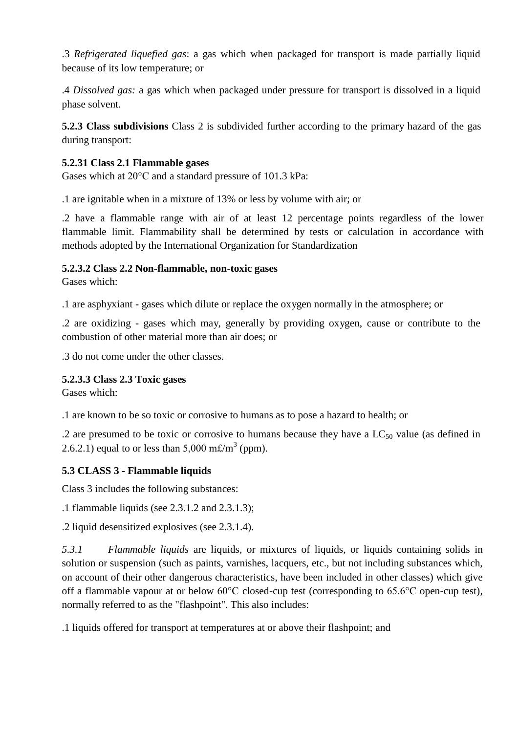.3 *Refrigerated liquefied gas*: a gas which when packaged for transport is made partially liquid because of its low temperature; or

.4 *Dissolved gas:* a gas which when packaged under pressure for transport is dissolved in a liquid phase solvent.

**5.2.3 Class subdivisions** Class 2 is subdivided further according to the primary hazard of the gas during transport:

**5.2.31 Class 2.1 Flammable gases**
Gases which at 20°C and a standard pressure of 101.3 kPa:

.1 are ignitable when in a mixture of 13% or less by volume with air; or

.2 have a flammable range with air of at least 12 percentage points regardless of the lower flammable limit. Flammability shall be determined by tests or calculation in accordance with methods adopted by the International Organization for Standardization

**5.2.3.2 Class 2.2 Non-flammable, non-toxic gases**
Gases which:

.1 are asphyxiant - gases which dilute or replace the oxygen normally in the atmosphere; or

.2 are oxidizing - gases which may, generally by providing oxygen, cause or contribute to the combustion of other material more than air does; or

.3 do not come under the other classes.

**5.2.3.3 Class 2.3 Toxic gases**
Gases which:

.1 are known to be so toxic or corrosive to humans as to pose a hazard to health; or

.2 are presumed to be toxic or corrosive to humans because they have a $LC_{50}$ value (as defined in 2.6.2.1) equal to or less than 5,000 m£/$m^3$ (ppm).

**5.3 CLASS 3 - Flammable liquids**

Class 3 includes the following substances:

.1 flammable liquids (see 2.3.1.2 and 2.3.1.3);

.2 liquid desensitized explosives (see 2.3.1.4).

*5.3.1* *Flammable liquids* are liquids, or mixtures of liquids, or liquids containing solids in solution or suspension (such as paints, varnishes, lacquers, etc., but not including substances which, on account of their other dangerous characteristics, have been included in other classes) which give off a flammable vapour at or below 60°C closed-cup test (corresponding to 65.6°C open-cup test), normally referred to as the "flashpoint". This also includes:

.1 liquids offered for transport at temperatures at or above their flashpoint; and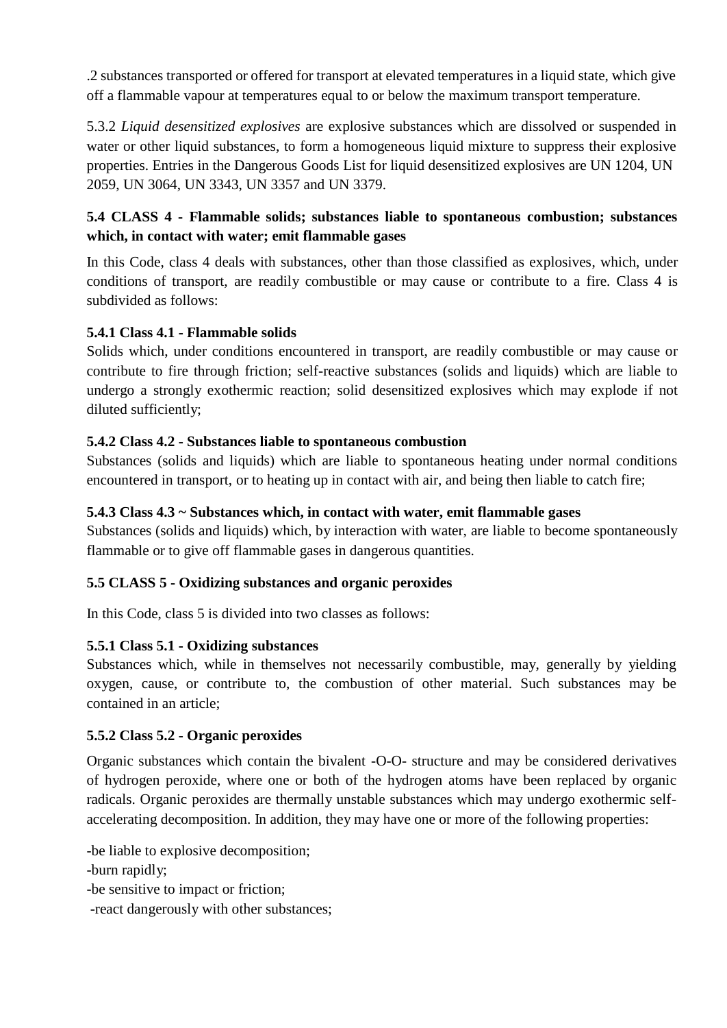.2 substances transported or offered for transport at elevated temperatures in a liquid state, which give off a flammable vapour at temperatures equal to or below the maximum transport temperature.

5.3.2 *Liquid desensitized explosives* are explosive substances which are dissolved or suspended in water or other liquid substances, to form a homogeneous liquid mixture to suppress their explosive properties. Entries in the Dangerous Goods List for liquid desensitized explosives are UN 1204, UN 2059, UN 3064, UN 3343, UN 3357 and UN 3379.

### 5.4 CLASS 4 - Flammable solids; substances liable to spontaneous combustion; substances which, in contact with water; emit flammable gases

In this Code, class 4 deals with substances, other than those classified as explosives, which, under conditions of transport, are readily combustible or may cause or contribute to a fire. Class 4 is subdivided as follows:

#### 5.4.1 Class 4.1 - Flammable solids

Solids which, under conditions encountered in transport, are readily combustible or may cause or contribute to fire through friction; self-reactive substances (solids and liquids) which are liable to undergo a strongly exothermic reaction; solid desensitized explosives which may explode if not diluted sufficiently;

#### 5.4.2 Class 4.2 - Substances liable to spontaneous combustion

Substances (solids and liquids) which are liable to spontaneous heating under normal conditions encountered in transport, or to heating up in contact with air, and being then liable to catch fire;

#### 5.4.3 Class 4.3 ~ Substances which, in contact with water, emit flammable gases

Substances (solids and liquids) which, by interaction with water, are liable to become spontaneously flammable or to give off flammable gases in dangerous quantities.

### 5.5 CLASS 5 - Oxidizing substances and organic peroxides

In this Code, class 5 is divided into two classes as follows:

#### 5.5.1 Class 5.1 - Oxidizing substances

Substances which, while in themselves not necessarily combustible, may, generally by yielding oxygen, cause, or contribute to, the combustion of other material. Such substances may be contained in an article;

#### 5.5.2 Class 5.2 - Organic peroxides

Organic substances which contain the bivalent -O-O- structure and may be considered derivatives of hydrogen peroxide, where one or both of the hydrogen atoms have been replaced by organic radicals. Organic peroxides are thermally unstable substances which may undergo exothermic self-accelerating decomposition. In addition, they may have one or more of the following properties:

- be liable to explosive decomposition;
- burn rapidly;
- be sensitive to impact or friction;
- react dangerously with other substances;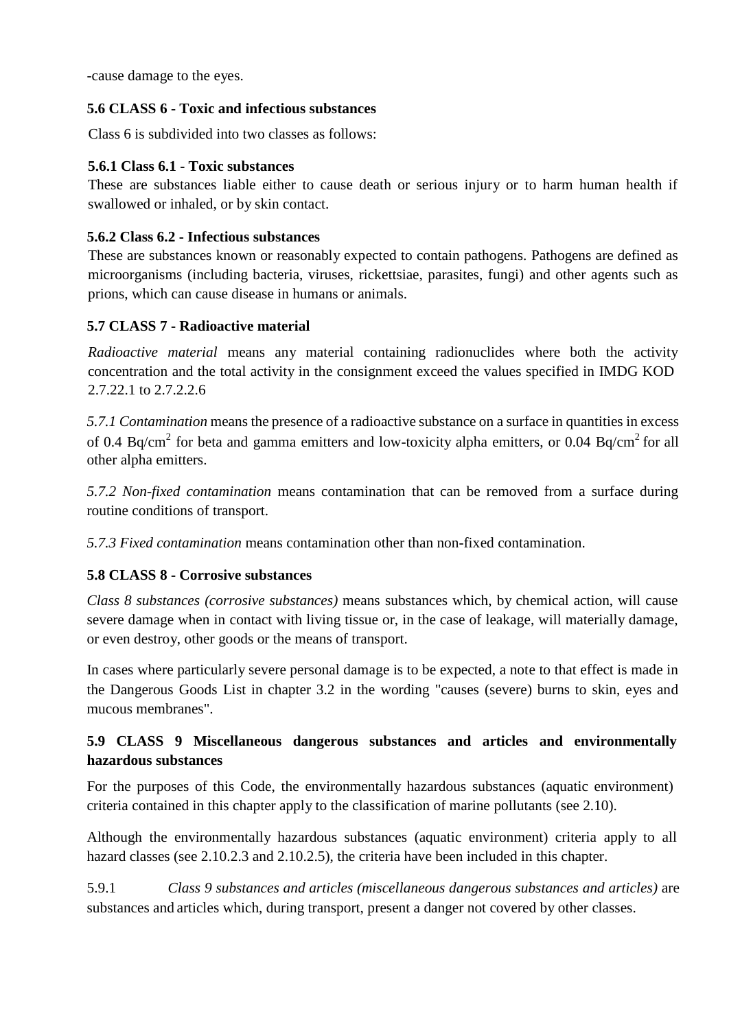-cause damage to the eyes.

### 5.6 CLASS 6 - Toxic and infectious substances

Class 6 is subdivided into two classes as follows:

#### 5.6.1 Class 6.1 - Toxic substances

These are substances liable either to cause death or serious injury or to harm human health if swallowed or inhaled, or by skin contact.

#### 5.6.2 Class 6.2 - Infectious substances

These are substances known or reasonably expected to contain pathogens. Pathogens are defined as microorganisms (including bacteria, viruses, rickettsiae, parasites, fungi) and other agents such as prions, which can cause disease in humans or animals.

### 5.7 CLASS 7 - Radioactive material

*Radioactive material* means any material containing radionuclides where both the activity concentration and the total activity in the consignment exceed the values specified in IMDG KOD 2.7.22.1 to 2.7.2.2.6

*5.7.1 Contamination* means the presence of a radioactive substance on a surface in quantities in excess of 0.4 $Bq/cm^2$ for beta and gamma emitters and low-toxicity alpha emitters, or 0.04 $Bq/cm^2$ for all other alpha emitters.

*5.7.2 Non-fixed contamination* means contamination that can be removed from a surface during routine conditions of transport.

*5.7.3 Fixed contamination* means contamination other than non-fixed contamination.

### 5.8 CLASS 8 - Corrosive substances

*Class 8 substances (corrosive substances)* means substances which, by chemical action, will cause severe damage when in contact with living tissue or, in the case of leakage, will materially damage, or even destroy, other goods or the means of transport.

In cases where particularly severe personal damage is to be expected, a note to that effect is made in the Dangerous Goods List in chapter 3.2 in the wording "causes (severe) burns to skin, eyes and mucous membranes".

### 5.9 CLASS 9 Miscellaneous dangerous substances and articles and environmentally hazardous substances

For the purposes of this Code, the environmentally hazardous substances (aquatic environment) criteria contained in this chapter apply to the classification of marine pollutants (see 2.10).

Although the environmentally hazardous substances (aquatic environment) criteria apply to all hazard classes (see 2.10.2.3 and 2.10.2.5), the criteria have been included in this chapter.

5.9.1 *Class 9 substances and articles (miscellaneous dangerous substances and articles)* are substances and articles which, during transport, present a danger not covered by other classes.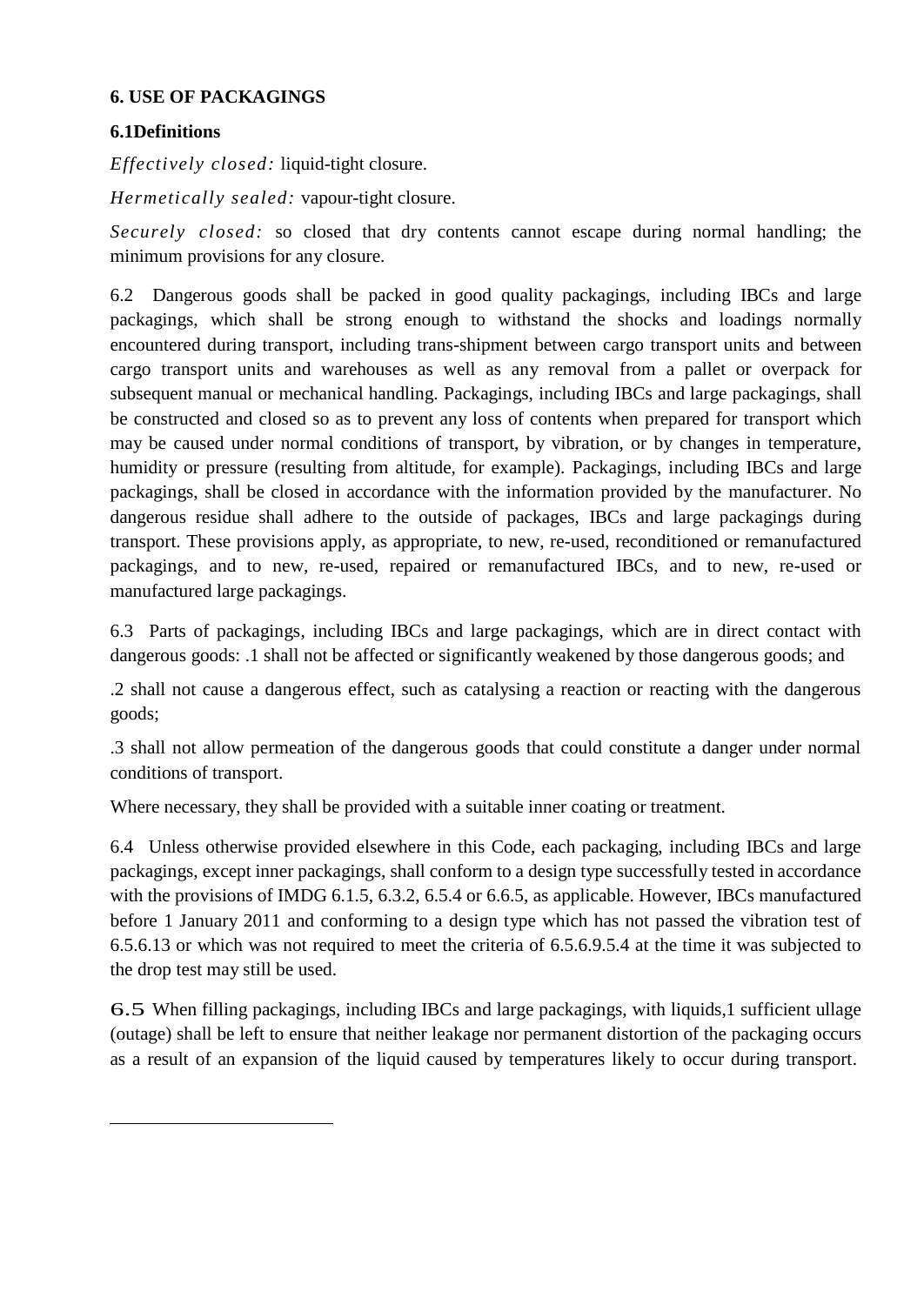## 6. USE OF PACKAGINGS

### 6.1Definitions

*Effectively closed:* liquid-tight closure.

*Hermetically sealed:* vapour-tight closure.

*Securely closed:* so closed that dry contents cannot escape during normal handling; the minimum provisions for any closure.

6.2 Dangerous goods shall be packed in good quality packagings, including IBCs and large packagings, which shall be strong enough to withstand the shocks and loadings normally encountered during transport, including trans-shipment between cargo transport units and between cargo transport units and warehouses as well as any removal from a pallet or overpack for subsequent manual or mechanical handling. Packagings, including IBCs and large packagings, shall be constructed and closed so as to prevent any loss of contents when prepared for transport which may be caused under normal conditions of transport, by vibration, or by changes in temperature, humidity or pressure (resulting from altitude, for example). Packagings, including IBCs and large packagings, shall be closed in accordance with the information provided by the manufacturer. No dangerous residue shall adhere to the outside of packages, IBCs and large packagings during transport. These provisions apply, as appropriate, to new, re-used, reconditioned or remanufactured packagings, and to new, re-used, repaired or remanufactured IBCs, and to new, re-used or manufactured large packagings.

6.3 Parts of packagings, including IBCs and large packagings, which are in direct contact with dangerous goods: .1 shall not be affected or significantly weakened by those dangerous goods; and

.2 shall not cause a dangerous effect, such as catalysing a reaction or reacting with the dangerous goods;

.3 shall not allow permeation of the dangerous goods that could constitute a danger under normal conditions of transport.

Where necessary, they shall be provided with a suitable inner coating or treatment.

6.4 Unless otherwise provided elsewhere in this Code, each packaging, including IBCs and large packagings, except inner packagings, shall conform to a design type successfully tested in accordance with the provisions of IMDG 6.1.5, 6.3.2, 6.5.4 or 6.6.5, as applicable. However, IBCs manufactured before 1 January 2011 and conforming to a design type which has not passed the vibration test of 6.5.6.13 or which was not required to meet the criteria of 6.5.6.9.5.4 at the time it was subjected to the drop test may still be used.

6.5 When filling packagings, including IBCs and large packagings, with liquids,[1] sufficient ullage (outage) shall be left to ensure that neither leakage nor permanent distortion of the packaging occurs as a result of an expansion of the liquid caused by temperatures likely to occur during transport.

---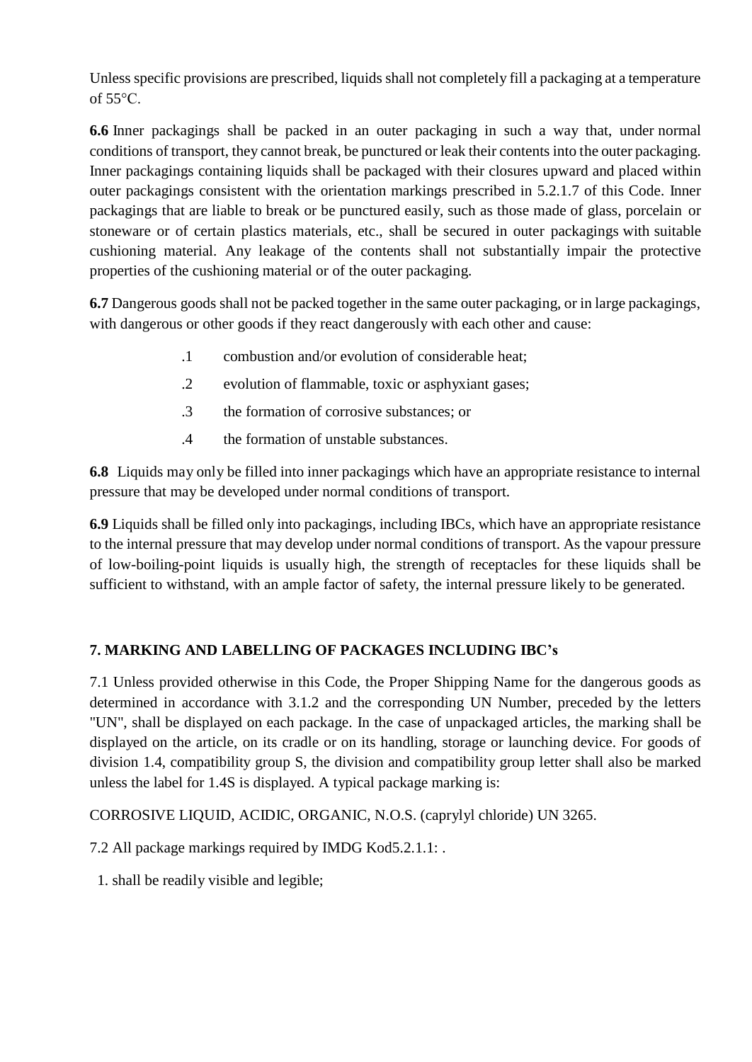Unless specific provisions are prescribed, liquids shall not completely fill a packaging at a temperature of 55°C.

**6.6** Inner packagings shall be packed in an outer packaging in such a way that, under normal conditions of transport, they cannot break, be punctured or leak their contents into the outer packaging. Inner packagings containing liquids shall be packaged with their closures upward and placed within outer packagings consistent with the orientation markings prescribed in 5.2.1.7 of this Code. Inner packagings that are liable to break or be punctured easily, such as those made of glass, porcelain or stoneware or of certain plastics materials, etc., shall be secured in outer packagings with suitable cushioning material. Any leakage of the contents shall not substantially impair the protective properties of the cushioning material or of the outer packaging.

**6.7** Dangerous goods shall not be packed together in the same outer packaging, or in large packagings, with dangerous or other goods if they react dangerously with each other and cause:

.1 combustion and/or evolution of considerable heat;

.2 evolution of flammable, toxic or asphyxiant gases;

.3 the formation of corrosive substances; or

.4 the formation of unstable substances.

**6.8** Liquids may only be filled into inner packagings which have an appropriate resistance to internal pressure that may be developed under normal conditions of transport.

**6.9** Liquids shall be filled only into packagings, including IBCs, which have an appropriate resistance to the internal pressure that may develop under normal conditions of transport. As the vapour pressure of low-boiling-point liquids is usually high, the strength of receptacles for these liquids shall be sufficient to withstand, with an ample factor of safety, the internal pressure likely to be generated.

## 7. MARKING AND LABELLING OF PACKAGES INCLUDING IBC's

7.1 Unless provided otherwise in this Code, the Proper Shipping Name for the dangerous goods as determined in accordance with 3.1.2 and the corresponding UN Number, preceded by the letters "UN", shall be displayed on each package. In the case of unpackaged articles, the marking shall be displayed on the article, on its cradle or on its handling, storage or launching device. For goods of division 1.4, compatibility group S, the division and compatibility group letter shall also be marked unless the label for 1.4S is displayed. A typical package marking is:

CORROSIVE LIQUID, ACIDIC, ORGANIC, N.O.S. (caprylyl chloride) UN 3265.

7.2 All package markings required by IMDG Kod5.2.1.1: .

1. shall be readily visible and legible;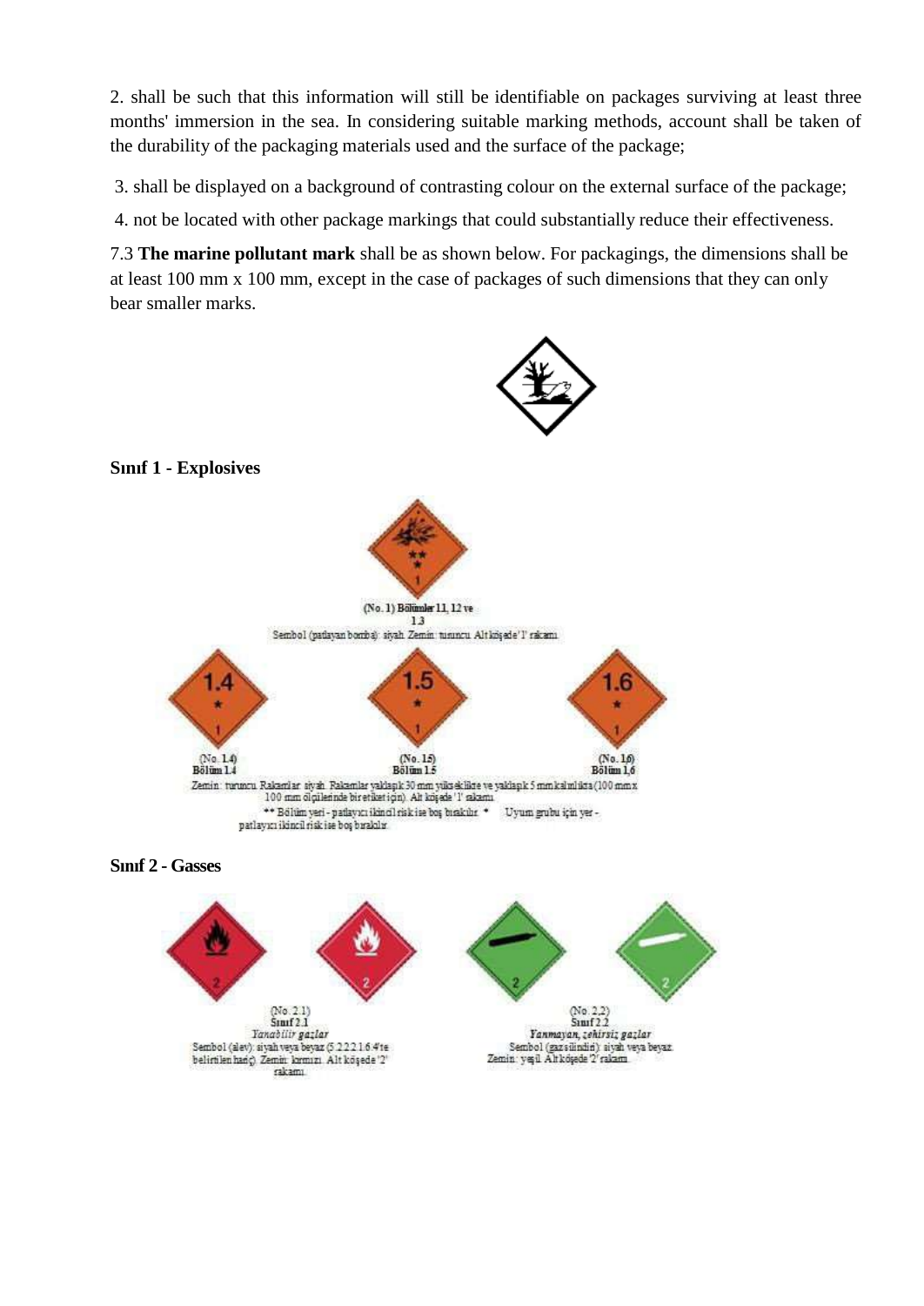2. shall be such that this information will still be identifiable on packages surviving at least three months' immersion in the sea. In considering suitable marking methods, account shall be taken of the durability of the packaging materials used and the surface of the package;

3. shall be displayed on a background of contrasting colour on the external surface of the package;

4. not be located with other package markings that could substantially reduce their effectiveness.

7.3 **The marine pollutant mark** shall be as shown below. For packagings, the dimensions shall be at least 100 mm x 100 mm, except in the case of packages of such dimensions that they can only bear smaller marks.

**Sınıf 1 - Explosives**

(No. 1) Bölümler 1.1, 1.2 ve 1.3

Sembol (patlayan bomba): siyah. Zemin: turuncu. Alt köşede '1' rakamı.

(No. 1.4) Bölüm 1.4

(No. 1.5) Bölüm 1.5

(No. 1.6) Bölüm 1.6

Zemin: turuncu. Rakamlar: siyah. Rakamlar yaklaşık 30 mm yükseklikte ve yaklaşık 5 mm kalınlıkta (100 mm x 100 mm ölçülerinde bir etiket için). Alt köşede '1' rakamı.

** Bölüm yeri - patlayıcı ikincil risk ise boş bırakılır. * Uyum grubu için yer - patlayıcı ikincil risk ise boş bırakılır.

**Sınıf 2 - Gasses**

(No. 2.1) Sınıf 2.1
*Yanabilir gazlar*
Sembol (alev): siyah veya beyaz (5.2.2.2.1.6.4'te belirtilen hariç). Zemin: kırmızı. Alt köşede '2' rakamı.

(No. 2.2) Sınıf 2.2
*Yanmayan, zehirsiz gazlar*
Sembol (gaz silindiri): siyah veya beyaz. Zemin: yeşil. Alt köşede '2' rakamı.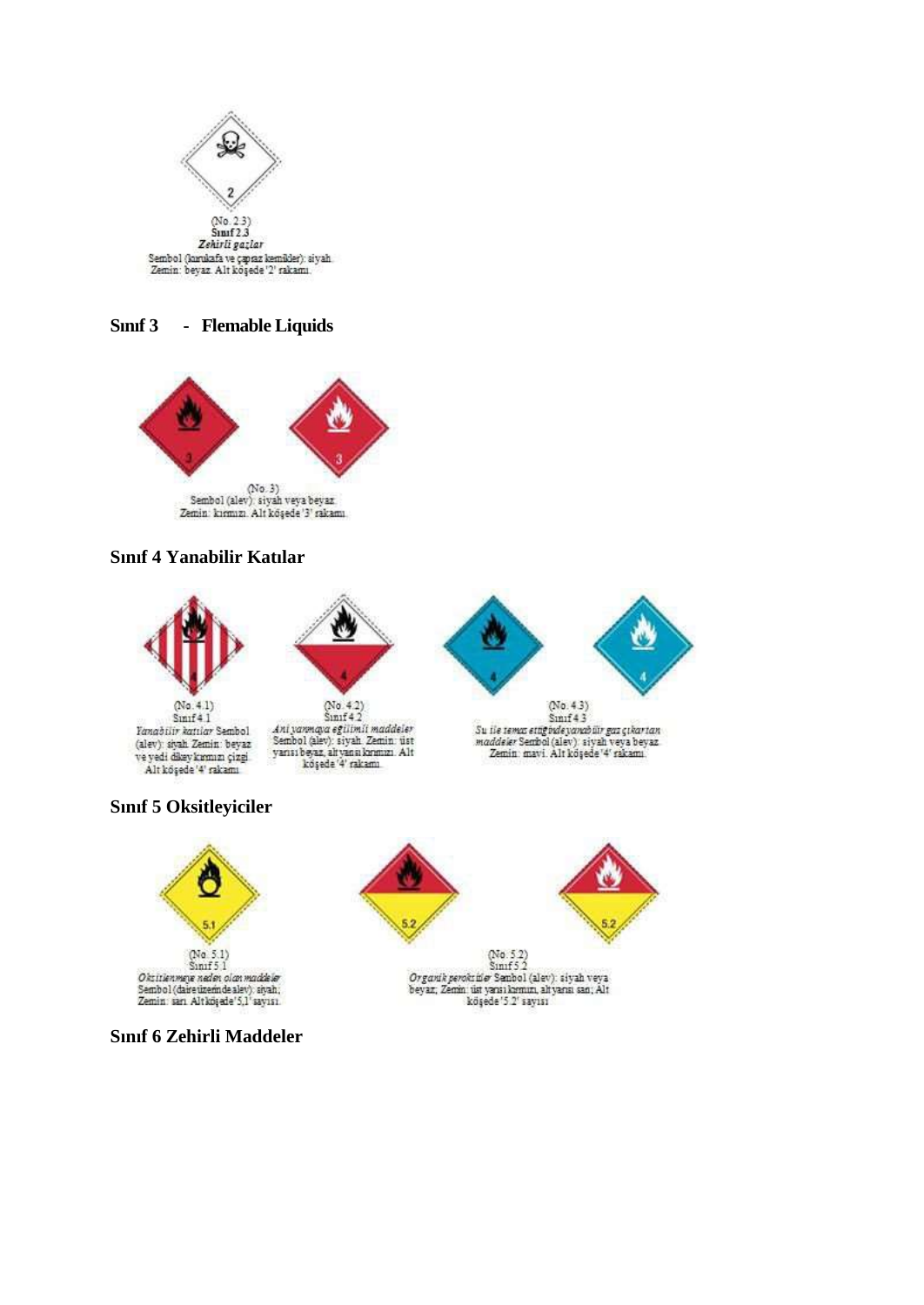(No. 2.3)
**Sınıf 2.3**
***Zehirli gazlar***
Sembol (kurukafa ve çapraz kemikler): siyah.
Zemin: beyaz. Alt köşede '2' rakamı.

**Sınıf 3 - Flemable Liquids**

(No. 3)
Sembol (alev): siyah veya beyaz.
Zemin: kırmızı. Alt köşede '3' rakamı.

**Sınıf 4 Yanabilir Katılar**

(No. 4.1)
Sınıf 4.1
*Yanabilir katılar* Sembol (alev): siyah. Zemin: beyaz ve yedi dikey kırmızı çizgi. Alt köşede '4' rakamı.

(No. 4.2)
Sınıf 4.2
*Ani yanmaya eğilimli maddeler* Sembol (alev): siyah. Zemin: üst yarısı beyaz, alt yarısı kırmızı. Alt köşede '4' rakamı.

(No. 4.3)
Sınıf 4.3
*Su ile temas ettiğinde yanabilir gaz çıkartan maddeler* Sembol (alev): siyah veya beyaz. Zemin: mavi. Alt köşede '4' rakamı.

**Sınıf 5 Oksitleyiciler**

(No. 5.1)
Sınıf 5.1
*Oksitlenmeye neden olan maddeler* Sembol (daire üzerinde alev): siyah; Zemin: sarı. Alt köşede '5,1' sayısı.

(No. 5.2)
Sınıf 5.2
*Organik peroksitler* Sembol (alev): siyah veya beyaz; Zemin: üst yarısı kırmızı, alt yarısı sarı; Alt köşede '5.2' sayısı

**Sınıf 6 Zehirli Maddeler**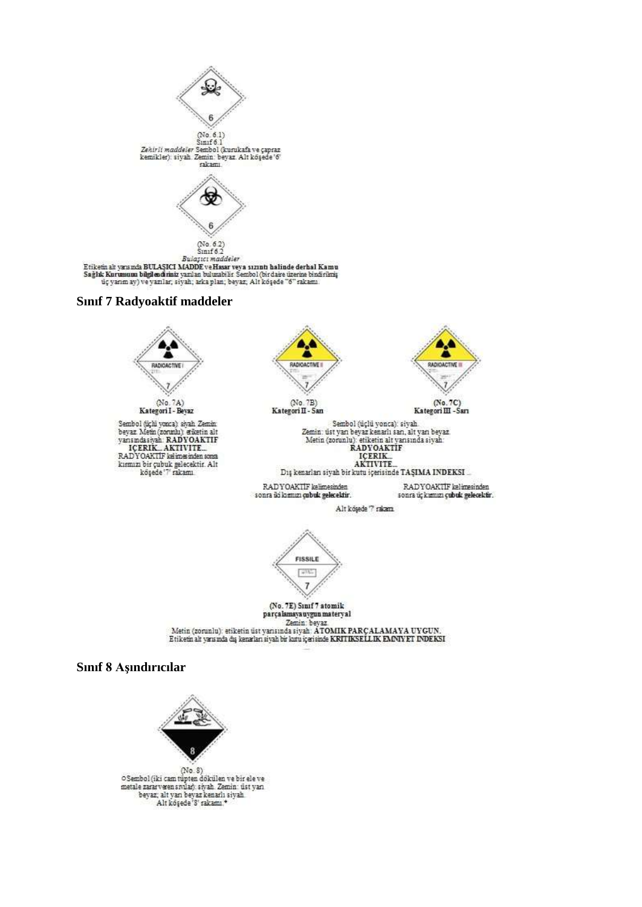(No. 6.1)
Sınıf 6.1
*Zehirli maddeler* Sembol (kurukafa ve çapraz kemikler): siyah. Zemin: beyaz. Alt köşede '6' rakamı.

(No. 6.2)
Sınıf 6.2
*Bulaşıcı maddeler*
Etiketin alt yarısında **BULAŞICI MADDE** ve **Hasar veya sızıntı halinde derhal Kamu Sağlık Kurumunu bilgilendiriniz** yazıları bulunabilir. Sembol (bir daire üzerine bindirilmiş üç yarım ay) ve yazılar; siyah; arka plan; beyaz; Alt köşede "6" rakamı.

## Sınıf 7 Radyoaktif maddeler

(No. 7A)
**Kategori I - Beyaz**

Sembol (üçlü yonca): siyah. Zemin: beyaz. Metin (zorunlu): etiketin alt yarısında siyah: **RADYOAKTİF İÇERİK... AKTİVİTE...**
RADYOAKTİF kelimesinden sonra kırmızı bir çubuk gelecektir. Alt köşede '7' rakamı.

(No. 7B)
**Kategori II - Sarı**

(No. 7C)
**Kategori III - Sarı**

Sembol (üçlü yonca): siyah.
Zemin: üst yarı beyaz kenarlı sarı, alt yarı beyaz.
Metin (zorunlu): etiketin alt yarısında siyah:
**RADYOAKTİF**
**İÇERİK...**
**AKTİVİTE...**
Dış kenarları siyah bir kutu içerisinde **TAŞIMA INDEKSI ...**

RADYOAKTİF kelimesinden sonra iki kırmızı **çubuk gelecektir.** (No. 7B)

RADYOAKTİF kelimesinden sonra üç kırmızı **çubuk gelecektir.** (No. 7C)

Alt köşede '7' rakamı.

**(No. 7E) Sınıf 7 atomik parçalamaya uygun materyal**
Zemin: beyaz.
Metin (zorunlu): etiketin üst yarısında siyah: **ATOMİK PARÇALAMAYA UYGUN.**
Etiketin alt yarısında dış kenarları siyah bir kutu içerisinde **KRİTİKSELLİK EMNİYET İNDEKSİ**

## Sınıf 8 Aşındırıcılar

(No. 8)
○Sembol (iki cam tüpten dökülen ve bir ele ve metale zarar veren sıvılar): siyah. Zemin: üst yarı beyaz; alt yarı beyaz kenarlı siyah.
Alt köşede '8' rakamı.*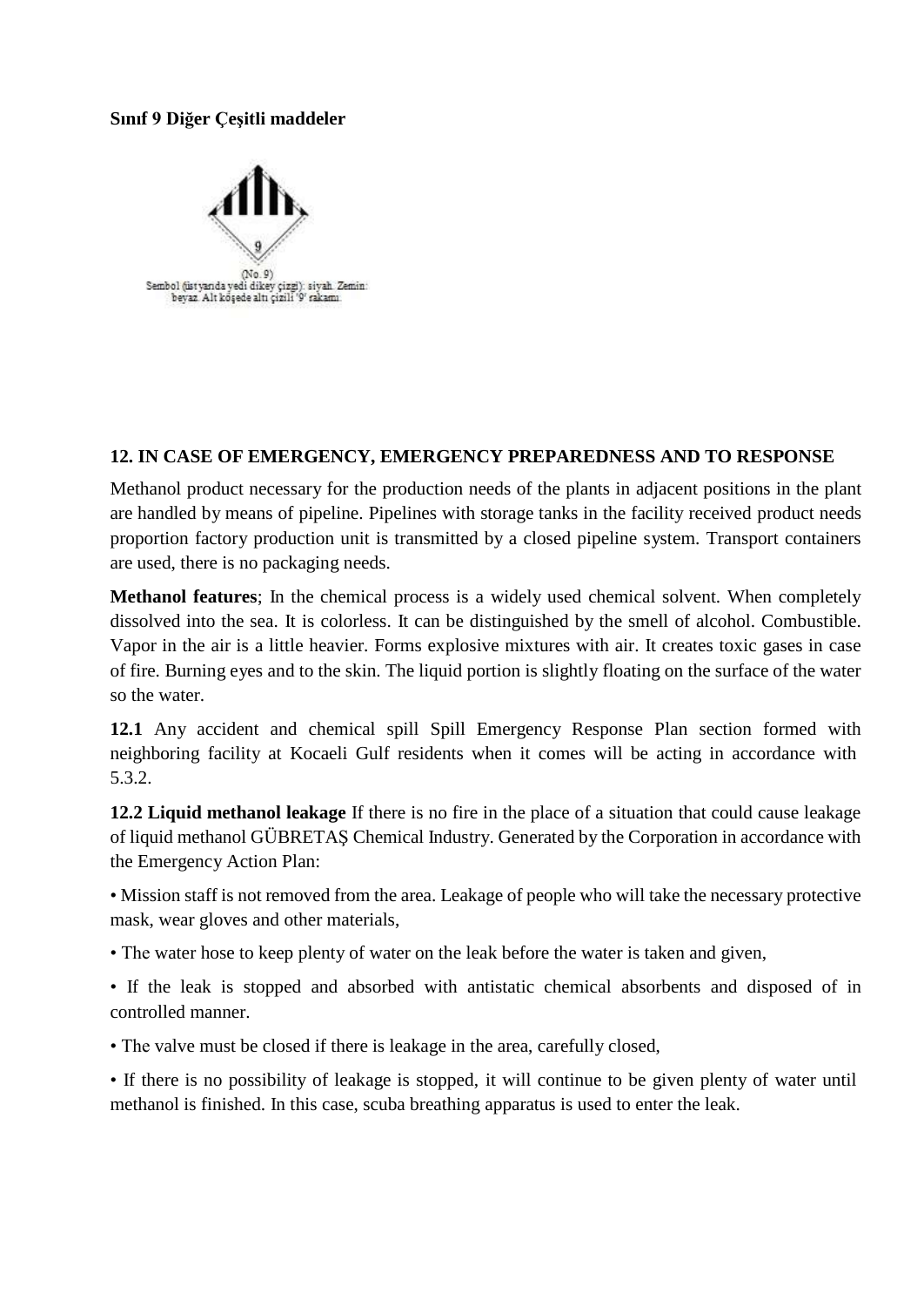**Sınıf 9 Diğer Çeşitli maddeler**

(No. 9)
Sembol (üst yarıda yedi dikey çizgi): siyah. Zemin: beyaz. Alt köşede altı çizili '9' rakamı.

## 12. IN CASE OF EMERGENCY, EMERGENCY PREPAREDNESS AND TO RESPONSE

Methanol product necessary for the production needs of the plants in adjacent positions in the plant are handled by means of pipeline. Pipelines with storage tanks in the facility received product needs proportion factory production unit is transmitted by a closed pipeline system. Transport containers are used, there is no packaging needs.

**Methanol features**; In the chemical process is a widely used chemical solvent. When completely dissolved into the sea. It is colorless. It can be distinguished by the smell of alcohol. Combustible. Vapor in the air is a little heavier. Forms explosive mixtures with air. It creates toxic gases in case of fire. Burning eyes and to the skin. The liquid portion is slightly floating on the surface of the water so the water.

**12.1** Any accident and chemical spill Spill Emergency Response Plan section formed with neighboring facility at Kocaeli Gulf residents when it comes will be acting in accordance with 5.3.2.

**12.2 Liquid methanol leakage** If there is no fire in the place of a situation that could cause leakage of liquid methanol GÜBRETAŞ Chemical Industry. Generated by the Corporation in accordance with the Emergency Action Plan:

- Mission staff is not removed from the area. Leakage of people who will take the necessary protective mask, wear gloves and other materials,
- The water hose to keep plenty of water on the leak before the water is taken and given,
- If the leak is stopped and absorbed with antistatic chemical absorbents and disposed of in controlled manner.
- The valve must be closed if there is leakage in the area, carefully closed,
- If there is no possibility of leakage is stopped, it will continue to be given plenty of water until methanol is finished. In this case, scuba breathing apparatus is used to enter the leak.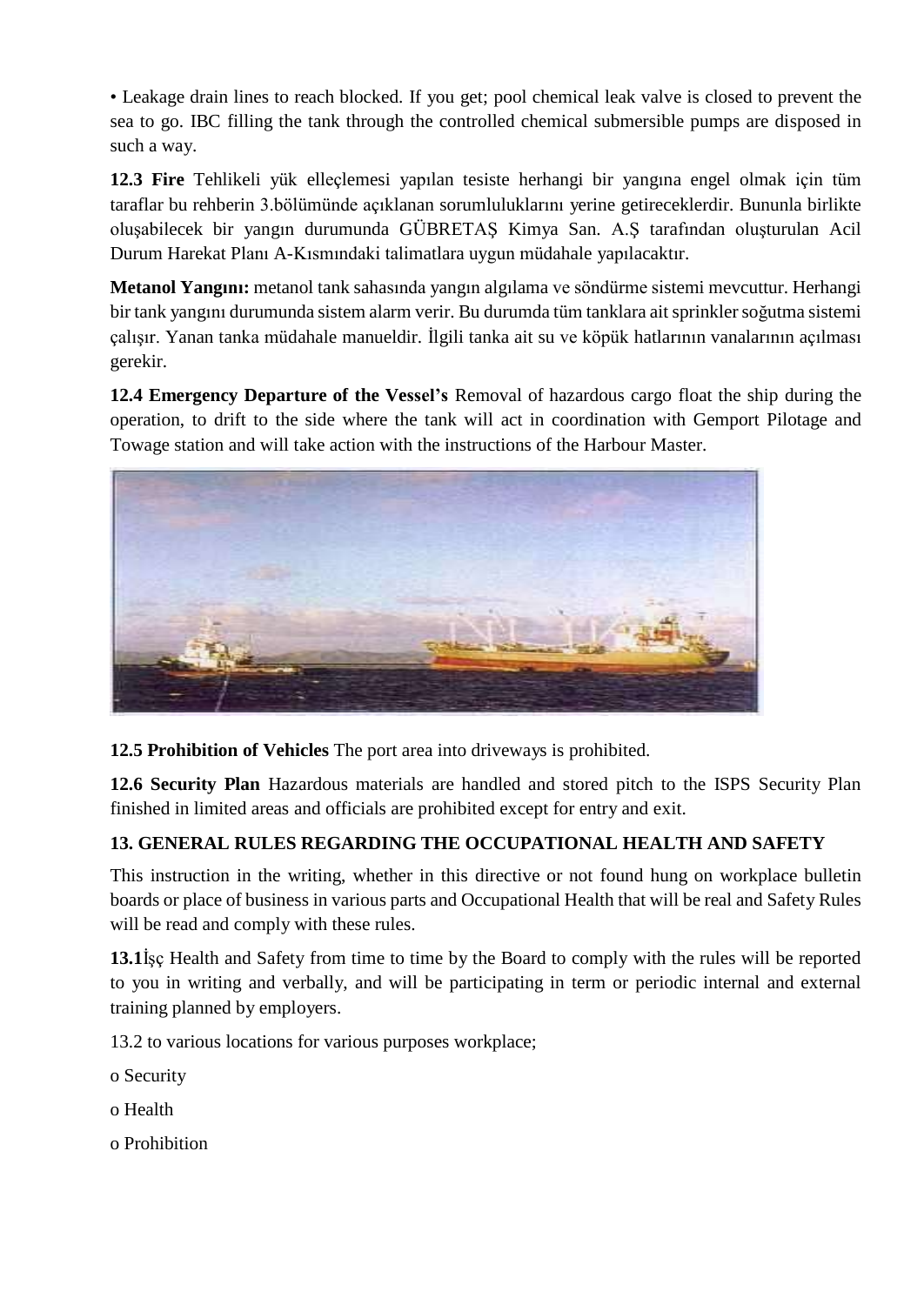• Leakage drain lines to reach blocked. If you get; pool chemical leak valve is closed to prevent the sea to go. IBC filling the tank through the controlled chemical submersible pumps are disposed in such a way.

**12.3 Fire** Tehlikeli yük elleçlemesi yapılan tesiste herhangi bir yangına engel olmak için tüm taraflar bu rehberin 3.bölümünde açıklanan sorumluluklarını yerine getireceklerdir. Bununla birlikte oluşabilecek bir yangın durumunda GÜBRETAŞ Kimya San. A.Ş tarafından oluşturulan Acil Durum Harekat Planı A-Kısmındaki talimatlara uygun müdahale yapılacaktır.

**Metanol Yangını:** metanol tank sahasında yangın algılama ve söndürme sistemi mevcuttur. Herhangi bir tank yangını durumunda sistem alarm verir. Bu durumda tüm tanklara ait sprinkler soğutma sistemi çalışır. Yanan tanka müdahale manueldir. İlgili tanka ait su ve köpük hatlarının vanalarının açılması gerekir.

**12.4 Emergency Departure of the Vessel's** Removal of hazardous cargo float the ship during the operation, to drift to the side where the tank will act in coordination with Gemport Pilotage and Towage station and will take action with the instructions of the Harbour Master.

**12.5 Prohibition of Vehicles** The port area into driveways is prohibited.

**12.6 Security Plan** Hazardous materials are handled and stored pitch to the ISPS Security Plan finished in limited areas and officials are prohibited except for entry and exit.

## 13. GENERAL RULES REGARDING THE OCCUPATIONAL HEALTH AND SAFETY

This instruction in the writing, whether in this directive or not found hung on workplace bulletin boards or place of business in various parts and Occupational Health that will be real and Safety Rules will be read and comply with these rules.

**13.1**İşç Health and Safety from time to time by the Board to comply with the rules will be reported to you in writing and verbally, and will be participating in term or periodic internal and external training planned by employers.

13.2 to various locations for various purposes workplace;

o Security

o Health

o Prohibition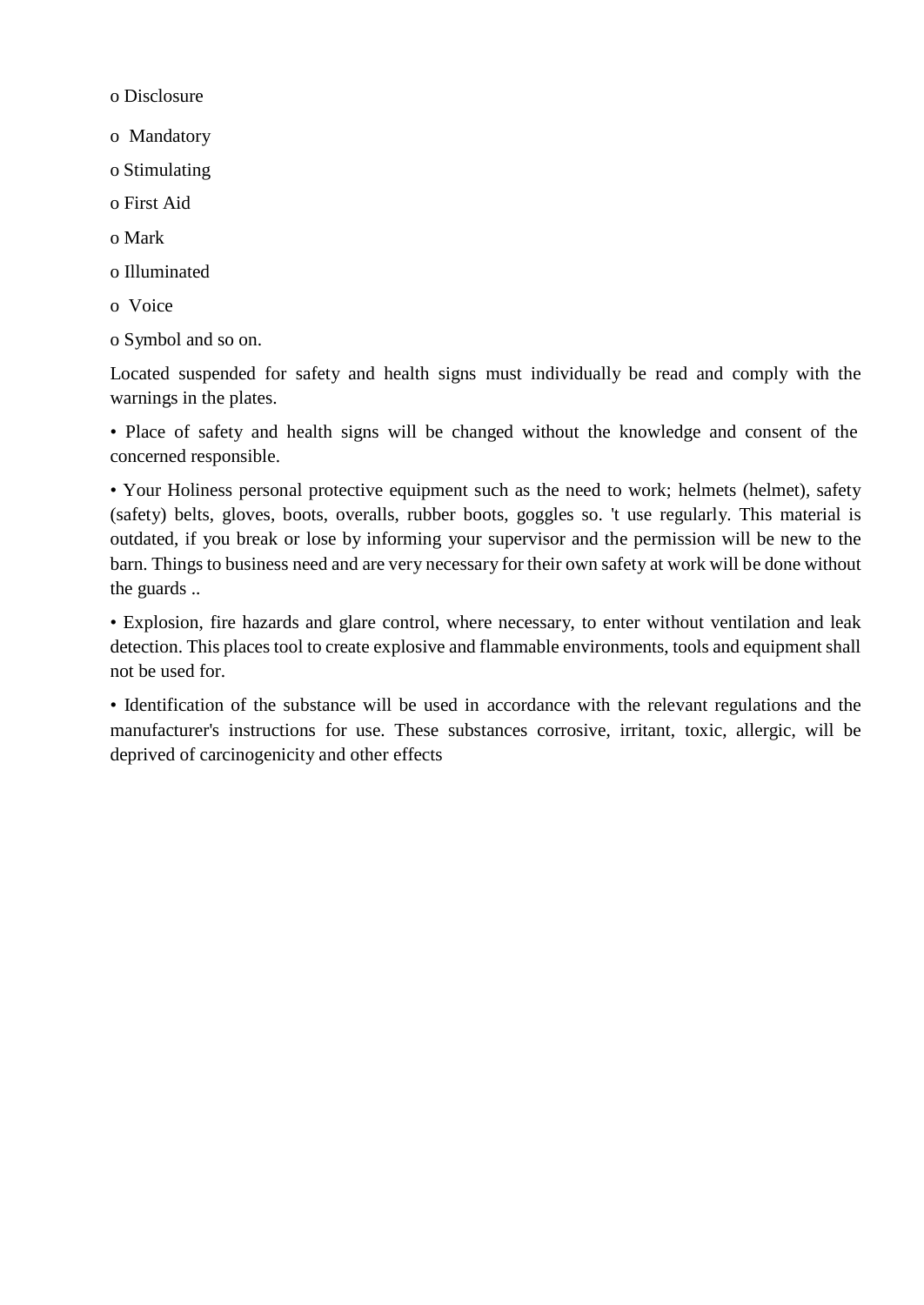- Disclosure
- Mandatory
- Stimulating
- First Aid
- Mark
- Illuminated
- Voice
- Symbol and so on.

Located suspended for safety and health signs must individually be read and comply with the warnings in the plates.

- Place of safety and health signs will be changed without the knowledge and consent of the concerned responsible.
- Your Holiness personal protective equipment such as the need to work; helmets (helmet), safety (safety) belts, gloves, boots, overalls, rubber boots, goggles so. 't use regularly. This material is outdated, if you break or lose by informing your supervisor and the permission will be new to the barn. Things to business need and are very necessary for their own safety at work will be done without the guards ..
- Explosion, fire hazards and glare control, where necessary, to enter without ventilation and leak detection. This places tool to create explosive and flammable environments, tools and equipment shall not be used for.
- Identification of the substance will be used in accordance with the relevant regulations and the manufacturer's instructions for use. These substances corrosive, irritant, toxic, allergic, will be deprived of carcinogenicity and other effects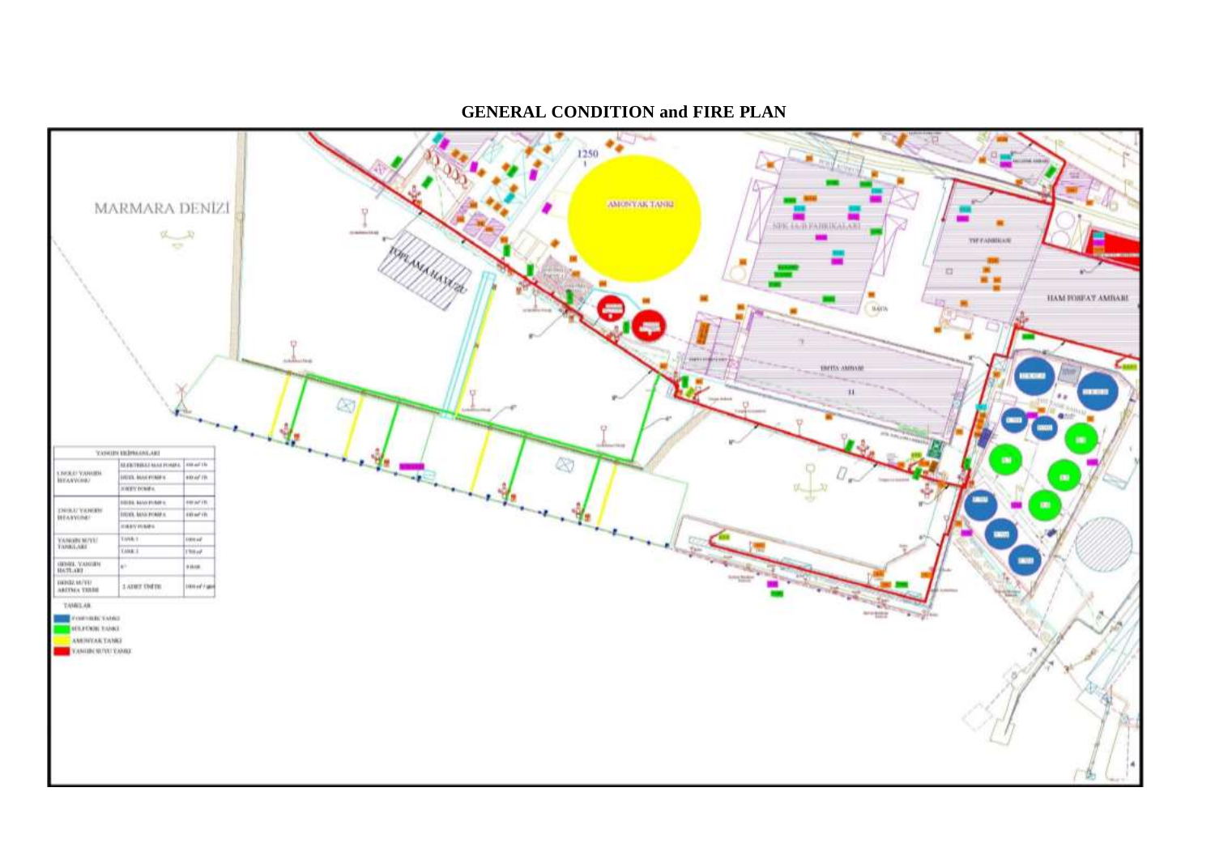## GENERAL CONDITION and FIRE PLAN

MARMARA DENİZİ

AMONYAK TANKI

TOPLAMA HAVUZU

NPK (A-B) FABRİKALARI

TSP FABRİKASI

HAM FOSFAT AMBARI

EMTİA AMBARI

| YANGIN EKİPMANLARI | | |
|---|---|---|
| 1 NOLU YANGIN İSTASYONU | ELEKTRİKLİ ANA POMPA | 450 m³/h |
| | DİZEL ANA POMPA | 450 m³/h |
| | JOKEY POMPA | |
| 2 NOLU YANGIN İSTASYONU | DİZEL ANA POMPA | 450 m³/h |
| | DİZEL ANA POMPA | 450 m³/h |
| | JOKEY POMPA | |
| YANGIN SUYU TANKLARI | TANK 1 | 1000 m³ |
| | TANK 2 | 1700 m³ |
| GENEL YANGIN HATLARI | 6" | 8 BAR |
| DENİZ SUYU ARITMA TESİSİ | 2 ADET ÜNİTE | 1000 m³ / gün |

TANKLAR

- FOSFORİK TANKI
- SÜLFÜRİK TANKI
- AMONYAK TANKI
- YANGIN SUYU TANKI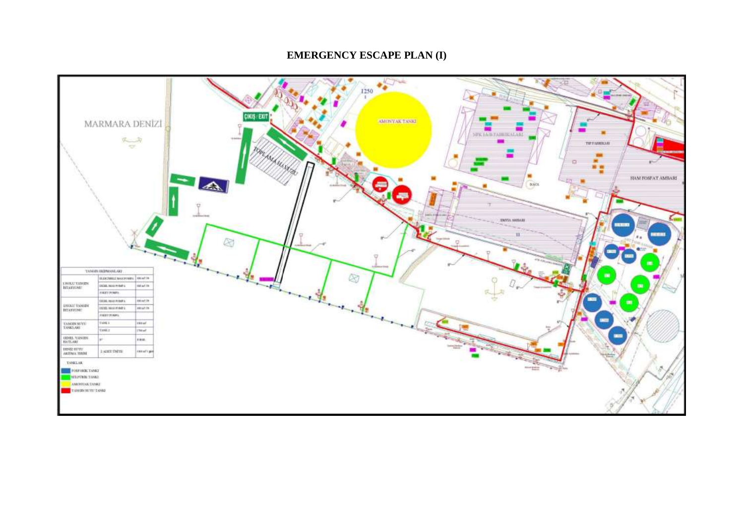# EMERGENCY ESCAPE PLAN (I)

MARMARA DENİZİ

ÇIKIŞ / EXIT

TOPLAMA HAVUZU

AMONYAK TANKI

SPK (A-B) FABRİKALARI

TSP FABRİKASI

HAM FOSFAT AMBARI

EMTİA AMBARI

| YANGIN EKİPMANLARI | | |
|---|---|---|
| 1.NOLU YANGIN İSTASYONU | ELEKTRİKLİ ANA POMPA | 500 m³ / h |
| | DİZEL ANA POMPA | 500 m³ / h |
| | JOKEY POMPA | |
| 2.NOLU YANGIN İSTASYONU | DİZEL ANA POMPA | 500 m³ / h |
| | DİZEL ANA POMPA | 500 m³ / h |
| | JOKEY POMPA | |
| YANGIN SUYU TANKLARI | TANK 1 | 1500 m³ |
| | TANK 2 | 1700 m³ |
| GENEL YANGIN HATLARI | 8" | 8 BAR |
| DENİZ SUYU AKTIMA TESİSİ | 2 ADET ÜNİTE | 1000 m³ / h |

TANKLAR

- FOSFORİK TANKI
- SÜLFÜRİK TANKI
- AMONYAK TANKI
- YANGIN SUYU TANKI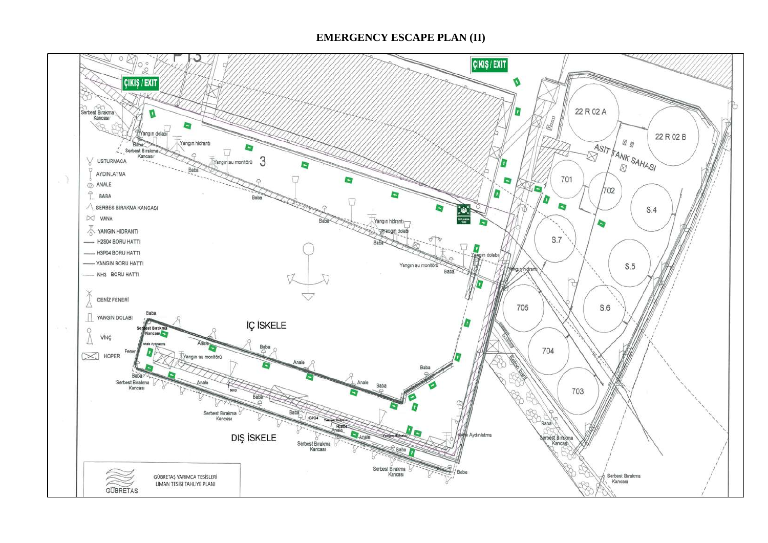# EMERGENCY ESCAPE PLAN (II)

ÇIKIŞ / EXIT

ÇIKIŞ / EXIT

USTURMACA

AYDINLATMA

ANALE

BABA

SERBES BIRAKMA KANCASI

VANA

YANGIN HİDRANTI

H2SO4 BORU HATTI

H3PO4 BORU HATTI

YANGIN BORU HATTI

NH3 BORU HATTI

DENİZ FENERİ

YANGIN DOLABI

VİNÇ

HOPER

İÇ İSKELE

DIŞ İSKELE

ASİT TANK SAHASI

22 R 02 A

22 R 02 B

701

702

S.4

S.7

S.5

705

S.6

704

703

GÜBRETAŞ YARIMCA TESİSLERİ
LİMAN TESİSİ TAHLİYE PLANI

GÜBRETAŞ